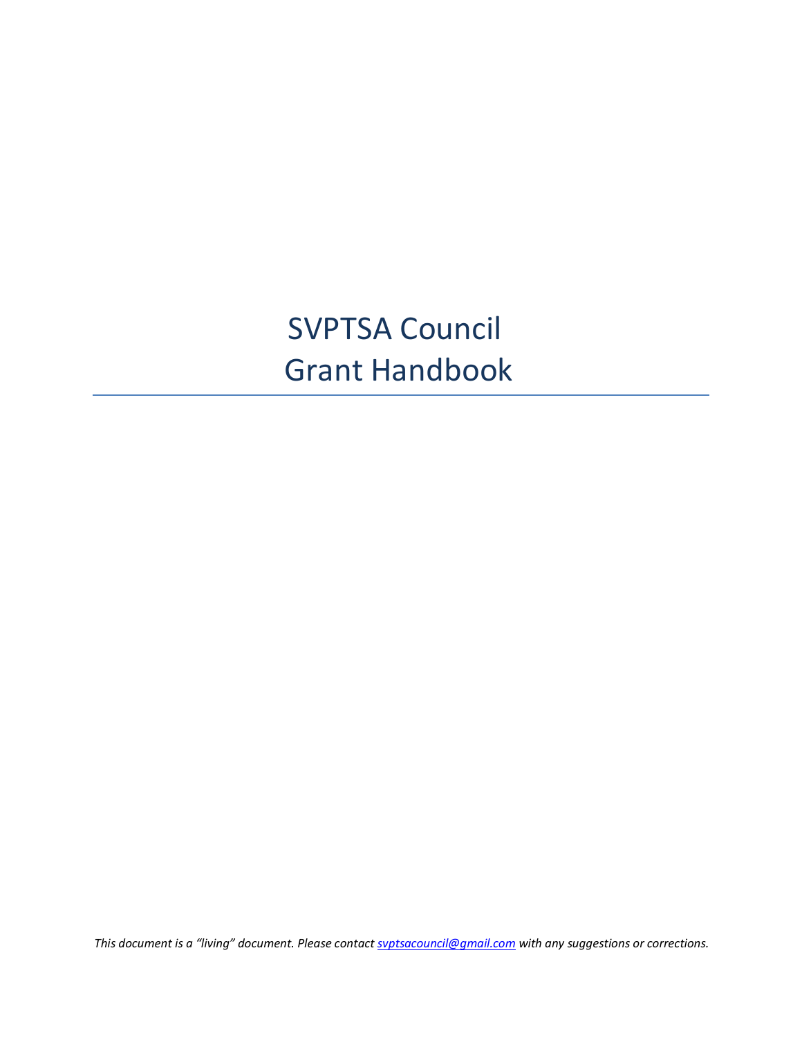# SVPTSA Council Grant Handbook

---

*This document is a "living" document. Please contact [svptsacouncil@gmail.com](mailto:svptsacouncil@gmail.com) with any suggestions or corrections.*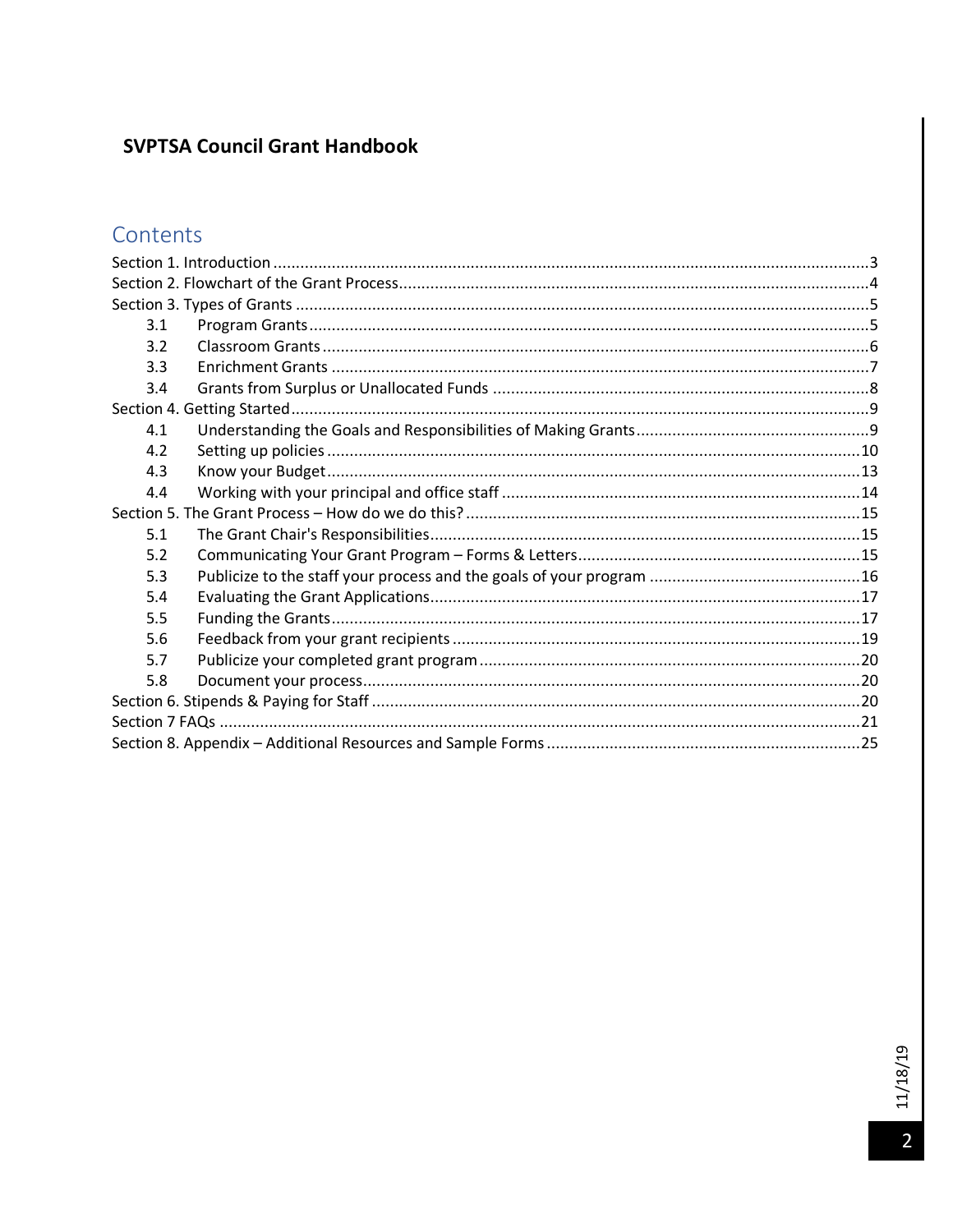**SVPTSA Council Grant Handbook**

## Contents

Section 1. Introduction .....3

Section 2. Flowchart of the Grant Process .....4

Section 3. Types of Grants .....5

- 3.1 Program Grants .....5
- 3.2 Classroom Grants .....6
- 3.3 Enrichment Grants .....7
- 3.4 Grants from Surplus or Unallocated Funds .....8

Section 4. Getting Started .....9

- 4.1 Understanding the Goals and Responsibilities of Making Grants .....9
- 4.2 Setting up policies .....10
- 4.3 Know your Budget .....13
- 4.4 Working with your principal and office staff .....14

Section 5. The Grant Process – How do we do this? .....15

- 5.1 The Grant Chair's Responsibilities .....15
- 5.2 Communicating Your Grant Program – Forms & Letters .....15
- 5.3 Publicize to the staff your process and the goals of your program .....16
- 5.4 Evaluating the Grant Applications .....17
- 5.5 Funding the Grants .....17
- 5.6 Feedback from your grant recipients .....19
- 5.7 Publicize your completed grant program .....20
- 5.8 Document your process .....20

Section 6. Stipends & Paying for Staff .....20

Section 7 FAQs .....21

Section 8. Appendix – Additional Resources and Sample Forms .....25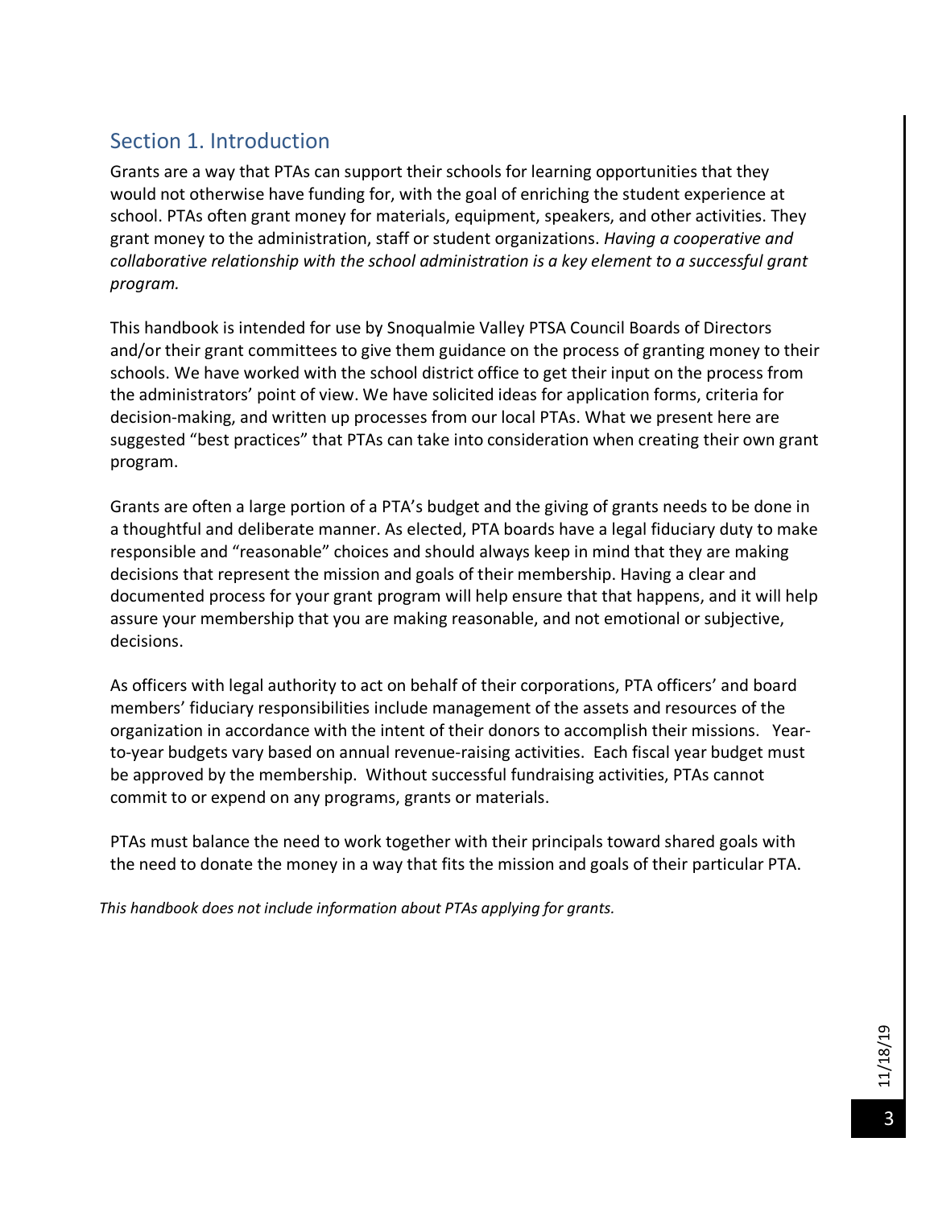## Section 1. Introduction

Grants are a way that PTAs can support their schools for learning opportunities that they would not otherwise have funding for, with the goal of enriching the student experience at school. PTAs often grant money for materials, equipment, speakers, and other activities. They grant money to the administration, staff or student organizations. *Having a cooperative and collaborative relationship with the school administration is a key element to a successful grant program.*

This handbook is intended for use by Snoqualmie Valley PTSA Council Boards of Directors and/or their grant committees to give them guidance on the process of granting money to their schools. We have worked with the school district office to get their input on the process from the administrators' point of view. We have solicited ideas for application forms, criteria for decision-making, and written up processes from our local PTAs. What we present here are suggested "best practices" that PTAs can take into consideration when creating their own grant program.

Grants are often a large portion of a PTA's budget and the giving of grants needs to be done in a thoughtful and deliberate manner. As elected, PTA boards have a legal fiduciary duty to make responsible and "reasonable" choices and should always keep in mind that they are making decisions that represent the mission and goals of their membership. Having a clear and documented process for your grant program will help ensure that that happens, and it will help assure your membership that you are making reasonable, and not emotional or subjective, decisions.

As officers with legal authority to act on behalf of their corporations, PTA officers' and board members' fiduciary responsibilities include management of the assets and resources of the organization in accordance with the intent of their donors to accomplish their missions. Year-to-year budgets vary based on annual revenue-raising activities. Each fiscal year budget must be approved by the membership. Without successful fundraising activities, PTAs cannot commit to or expend on any programs, grants or materials.

PTAs must balance the need to work together with their principals toward shared goals with the need to donate the money in a way that fits the mission and goals of their particular PTA.

*This handbook does not include information about PTAs applying for grants.*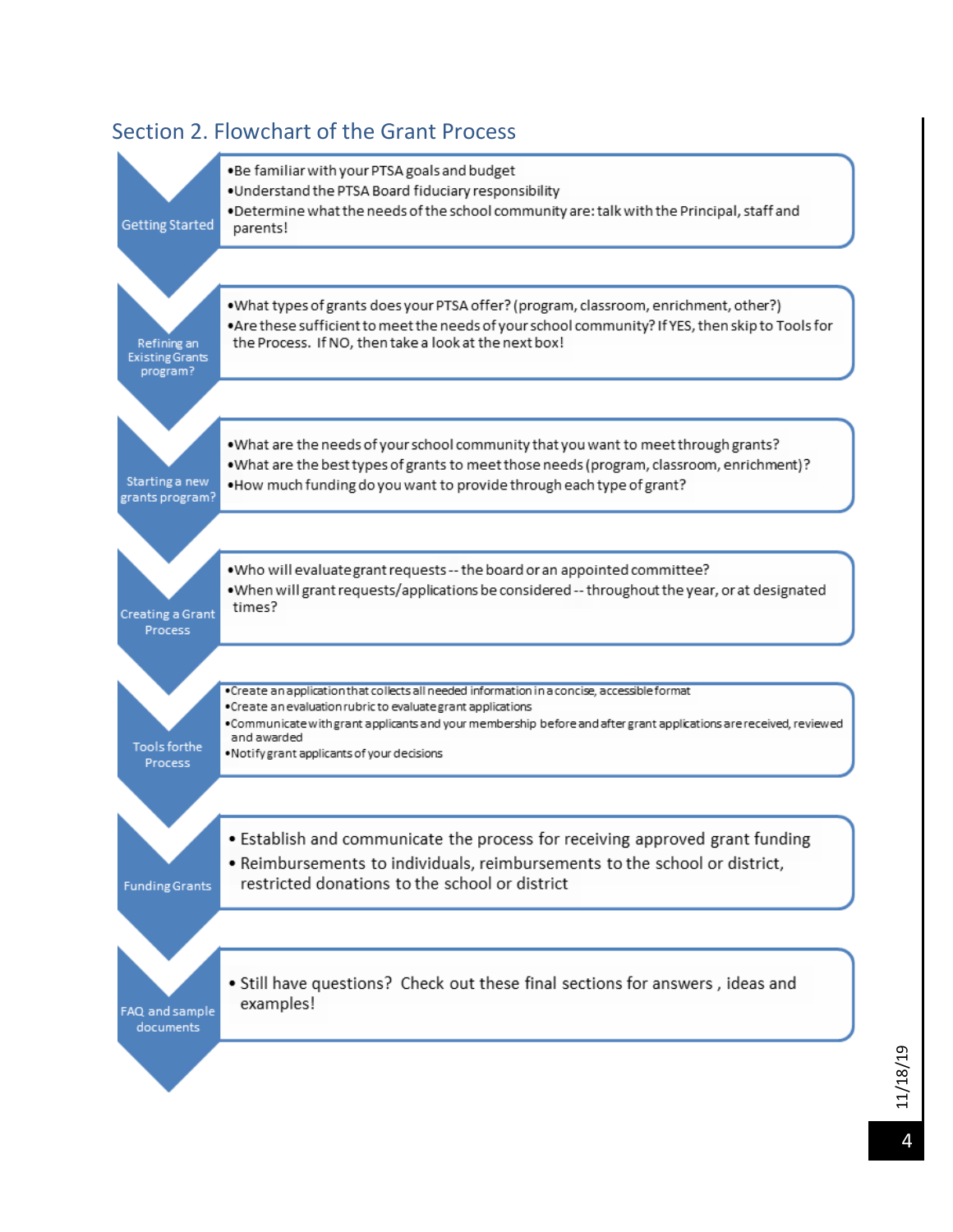## Section 2. Flowchart of the Grant Process

**Getting Started**

- Be familiar with your PTSA goals and budget
- Understand the PTSA Board fiduciary responsibility
- Determine what the needs of the school community are: talk with the Principal, staff and parents!

**Refining an Existing Grants program?**

- What types of grants does your PTSA offer? (program, classroom, enrichment, other?)
- Are these sufficient to meet the needs of your school community? If YES, then skip to Tools for the Process. If NO, then take a look at the next box!

**Starting a new grants program?**

- What are the needs of your school community that you want to meet through grants?
- What are the best types of grants to meet those needs (program, classroom, enrichment)?
- How much funding do you want to provide through each type of grant?

**Creating a Grant Process**

- Who will evaluate grant requests -- the board or an appointed committee?
- When will grant requests/applications be considered -- throughout the year, or at designated times?

**Tools for the Process**

- Create an application that collects all needed information in a concise, accessible format
- Create an evaluation rubric to evaluate grant applications
- Communicate with grant applicants and your membership before and after grant applications are received, reviewed and awarded
- Notify grant applicants of your decisions

**Funding Grants**

- Establish and communicate the process for receiving approved grant funding
- Reimbursements to individuals, reimbursements to the school or district, restricted donations to the school or district

**FAQ and sample documents**

- Still have questions? Check out these final sections for answers, ideas and examples!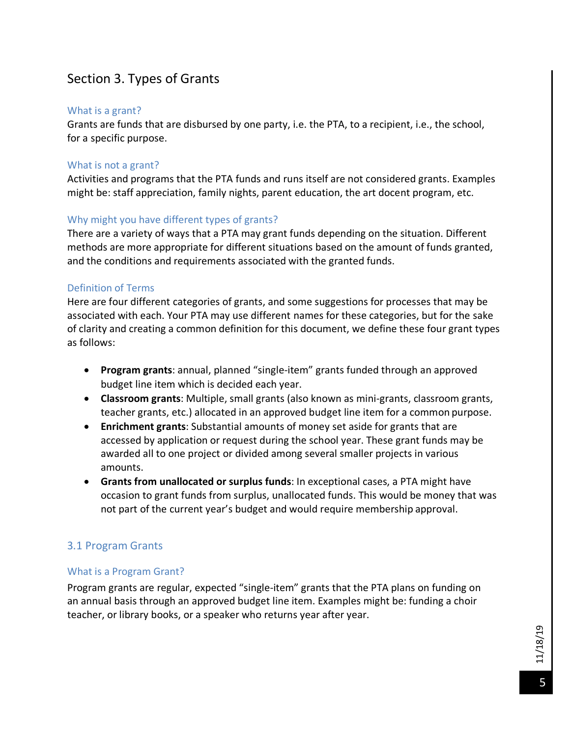## Section 3. Types of Grants

### What is a grant?

Grants are funds that are disbursed by one party, i.e. the PTA, to a recipient, i.e., the school, for a specific purpose.

### What is not a grant?

Activities and programs that the PTA funds and runs itself are not considered grants. Examples might be: staff appreciation, family nights, parent education, the art docent program, etc.

### Why might you have different types of grants?

There are a variety of ways that a PTA may grant funds depending on the situation. Different methods are more appropriate for different situations based on the amount of funds granted, and the conditions and requirements associated with the granted funds.

### Definition of Terms

Here are four different categories of grants, and some suggestions for processes that may be associated with each. Your PTA may use different names for these categories, but for the sake of clarity and creating a common definition for this document, we define these four grant types as follows:

- **Program grants**: annual, planned "single-item" grants funded through an approved budget line item which is decided each year.
- **Classroom grants**: Multiple, small grants (also known as mini-grants, classroom grants, teacher grants, etc.) allocated in an approved budget line item for a common purpose.
- **Enrichment grants**: Substantial amounts of money set aside for grants that are accessed by application or request during the school year. These grant funds may be awarded all to one project or divided among several smaller projects in various amounts.
- **Grants from unallocated or surplus funds**: In exceptional cases, a PTA might have occasion to grant funds from surplus, unallocated funds. This would be money that was not part of the current year's budget and would require membership approval.

### 3.1 Program Grants

#### What is a Program Grant?

Program grants are regular, expected "single-item" grants that the PTA plans on funding on an annual basis through an approved budget line item. Examples might be: funding a choir teacher, or library books, or a speaker who returns year after year.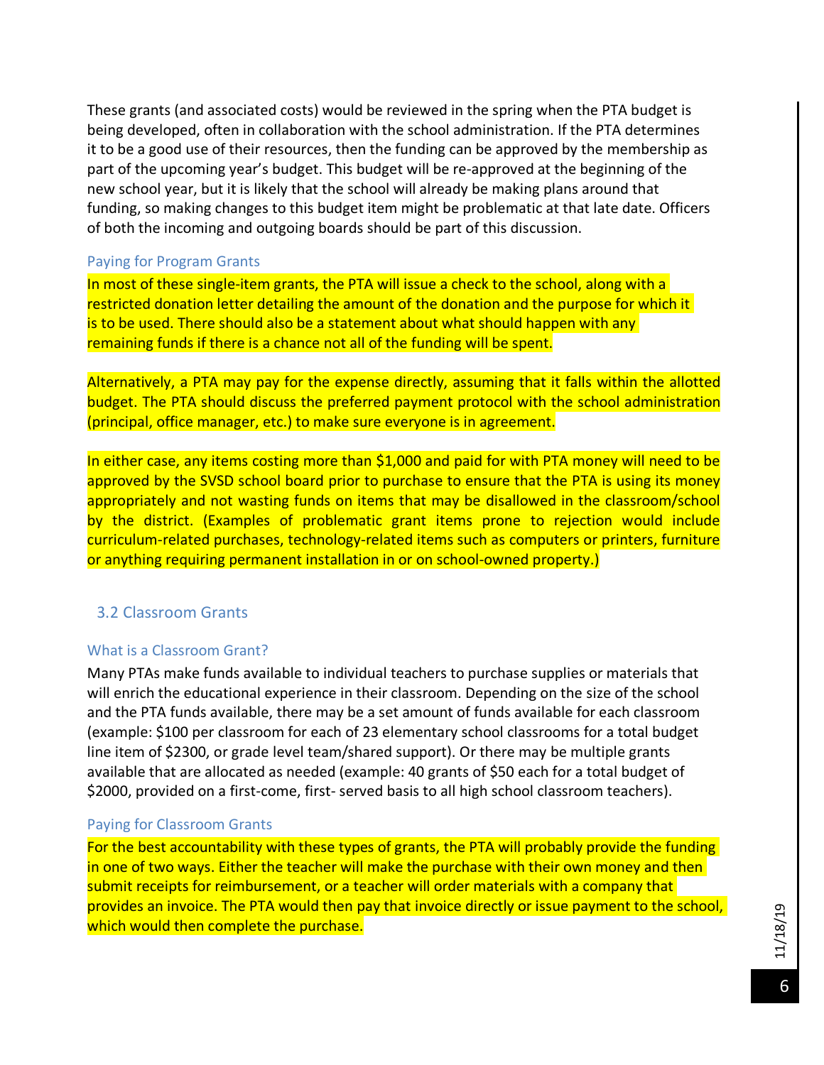These grants (and associated costs) would be reviewed in the spring when the PTA budget is being developed, often in collaboration with the school administration. If the PTA determines it to be a good use of their resources, then the funding can be approved by the membership as part of the upcoming year's budget. This budget will be re-approved at the beginning of the new school year, but it is likely that the school will already be making plans around that funding, so making changes to this budget item might be problematic at that late date. Officers of both the incoming and outgoing boards should be part of this discussion.

#### Paying for Program Grants

In most of these single-item grants, the PTA will issue a check to the school, along with a restricted donation letter detailing the amount of the donation and the purpose for which it is to be used. There should also be a statement about what should happen with any remaining funds if there is a chance not all of the funding will be spent.

Alternatively, a PTA may pay for the expense directly, assuming that it falls within the allotted budget. The PTA should discuss the preferred payment protocol with the school administration (principal, office manager, etc.) to make sure everyone is in agreement.

In either case, any items costing more than $1,000 and paid for with PTA money will need to be approved by the SVSD school board prior to purchase to ensure that the PTA is using its money appropriately and not wasting funds on items that may be disallowed in the classroom/school by the district. (Examples of problematic grant items prone to rejection would include curriculum-related purchases, technology-related items such as computers or printers, furniture or anything requiring permanent installation in or on school-owned property.)

### 3.2 Classroom Grants

#### What is a Classroom Grant?

Many PTAs make funds available to individual teachers to purchase supplies or materials that will enrich the educational experience in their classroom. Depending on the size of the school and the PTA funds available, there may be a set amount of funds available for each classroom (example: $100 per classroom for each of 23 elementary school classrooms for a total budget line item of $2300, or grade level team/shared support). Or there may be multiple grants available that are allocated as needed (example: 40 grants of $50 each for a total budget of $2000, provided on a first-come, first- served basis to all high school classroom teachers).

#### Paying for Classroom Grants

For the best accountability with these types of grants, the PTA will probably provide the funding in one of two ways. Either the teacher will make the purchase with their own money and then submit receipts for reimbursement, or a teacher will order materials with a company that provides an invoice. The PTA would then pay that invoice directly or issue payment to the school, which would then complete the purchase.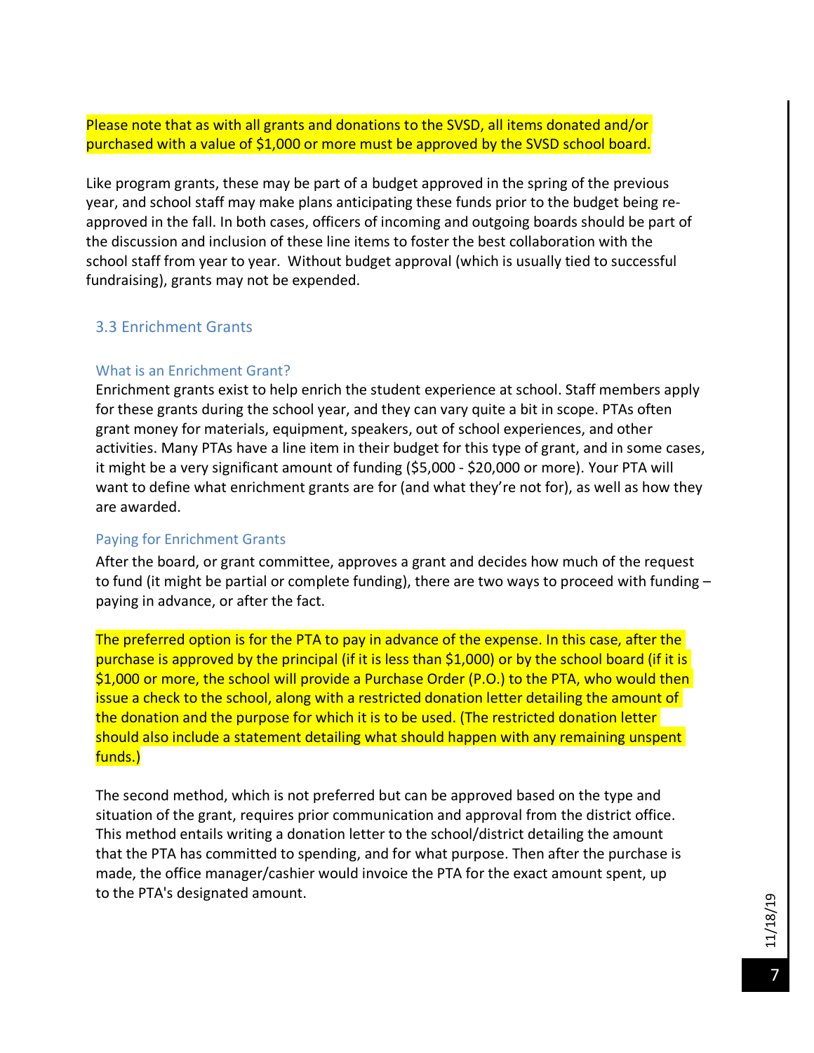Please note that as with all grants and donations to the SVSD, all items donated and/or purchased with a value of $1,000 or more must be approved by the SVSD school board.

Like program grants, these may be part of a budget approved in the spring of the previous year, and school staff may make plans anticipating these funds prior to the budget being re-approved in the fall. In both cases, officers of incoming and outgoing boards should be part of the discussion and inclusion of these line items to foster the best collaboration with the school staff from year to year. Without budget approval (which is usually tied to successful fundraising), grants may not be expended.

## 3.3 Enrichment Grants

### What is an Enrichment Grant?

Enrichment grants exist to help enrich the student experience at school. Staff members apply for these grants during the school year, and they can vary quite a bit in scope. PTAs often grant money for materials, equipment, speakers, out of school experiences, and other activities. Many PTAs have a line item in their budget for this type of grant, and in some cases, it might be a very significant amount of funding ($5,000 - $20,000 or more). Your PTA will want to define what enrichment grants are for (and what they're not for), as well as how they are awarded.

### Paying for Enrichment Grants

After the board, or grant committee, approves a grant and decides how much of the request to fund (it might be partial or complete funding), there are two ways to proceed with funding – paying in advance, or after the fact.

The preferred option is for the PTA to pay in advance of the expense. In this case, after the purchase is approved by the principal (if it is less than $1,000) or by the school board (if it is $1,000 or more, the school will provide a Purchase Order (P.O.) to the PTA, who would then issue a check to the school, along with a restricted donation letter detailing the amount of the donation and the purpose for which it is to be used. (The restricted donation letter should also include a statement detailing what should happen with any remaining unspent funds.)

The second method, which is not preferred but can be approved based on the type and situation of the grant, requires prior communication and approval from the district office. This method entails writing a donation letter to the school/district detailing the amount that the PTA has committed to spending, and for what purpose. Then after the purchase is made, the office manager/cashier would invoice the PTA for the exact amount spent, up to the PTA's designated amount.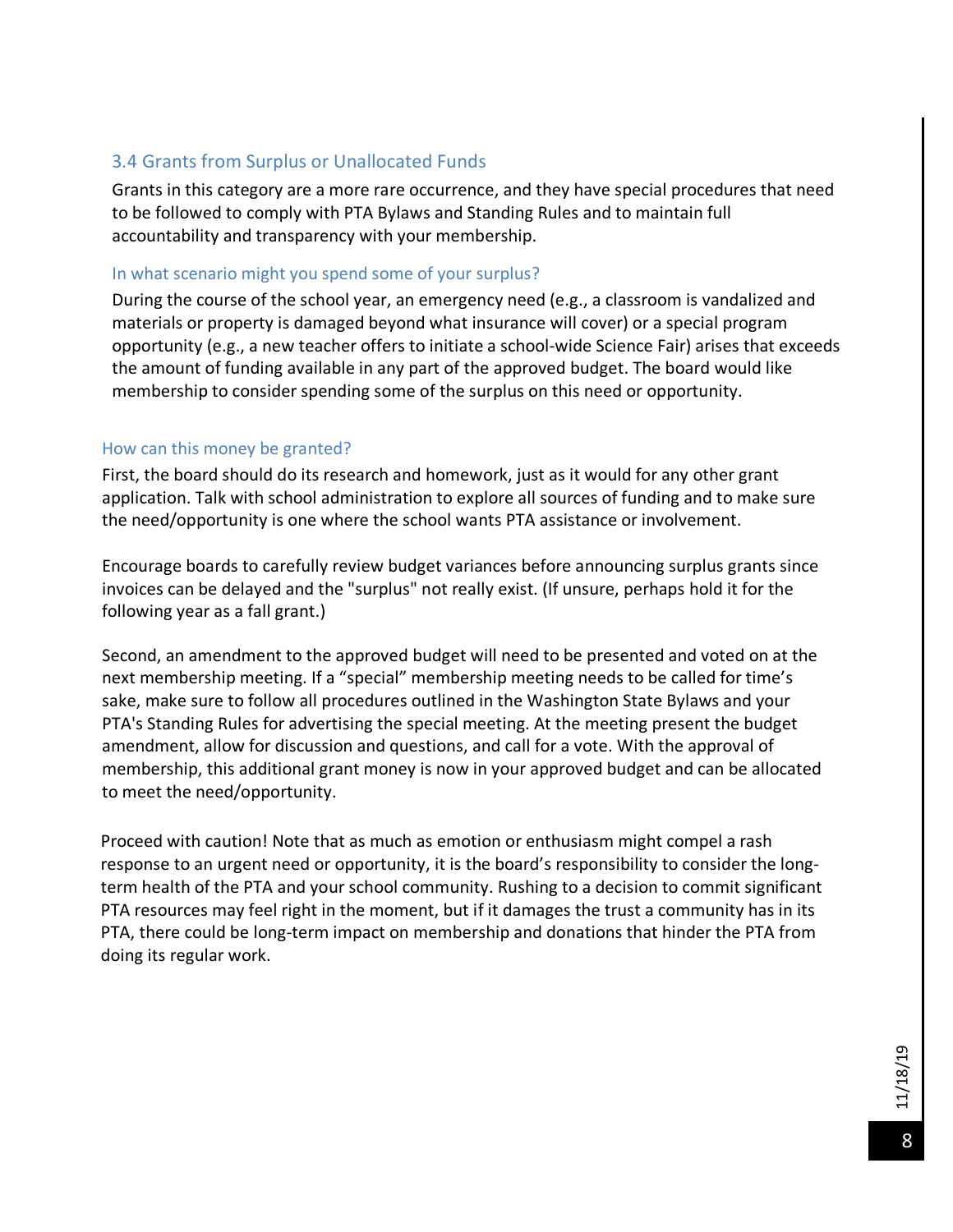## 3.4 Grants from Surplus or Unallocated Funds

Grants in this category are a more rare occurrence, and they have special procedures that need to be followed to comply with PTA Bylaws and Standing Rules and to maintain full accountability and transparency with your membership.

### In what scenario might you spend some of your surplus?

During the course of the school year, an emergency need (e.g., a classroom is vandalized and materials or property is damaged beyond what insurance will cover) or a special program opportunity (e.g., a new teacher offers to initiate a school-wide Science Fair) arises that exceeds the amount of funding available in any part of the approved budget. The board would like membership to consider spending some of the surplus on this need or opportunity.

### How can this money be granted?

First, the board should do its research and homework, just as it would for any other grant application. Talk with school administration to explore all sources of funding and to make sure the need/opportunity is one where the school wants PTA assistance or involvement.

Encourage boards to carefully review budget variances before announcing surplus grants since invoices can be delayed and the "surplus" not really exist. (If unsure, perhaps hold it for the following year as a fall grant.)

Second, an amendment to the approved budget will need to be presented and voted on at the next membership meeting. If a "special" membership meeting needs to be called for time's sake, make sure to follow all procedures outlined in the Washington State Bylaws and your PTA's Standing Rules for advertising the special meeting. At the meeting present the budget amendment, allow for discussion and questions, and call for a vote. With the approval of membership, this additional grant money is now in your approved budget and can be allocated to meet the need/opportunity.

Proceed with caution! Note that as much as emotion or enthusiasm might compel a rash response to an urgent need or opportunity, it is the board's responsibility to consider the long-term health of the PTA and your school community. Rushing to a decision to commit significant PTA resources may feel right in the moment, but if it damages the trust a community has in its PTA, there could be long-term impact on membership and donations that hinder the PTA from doing its regular work.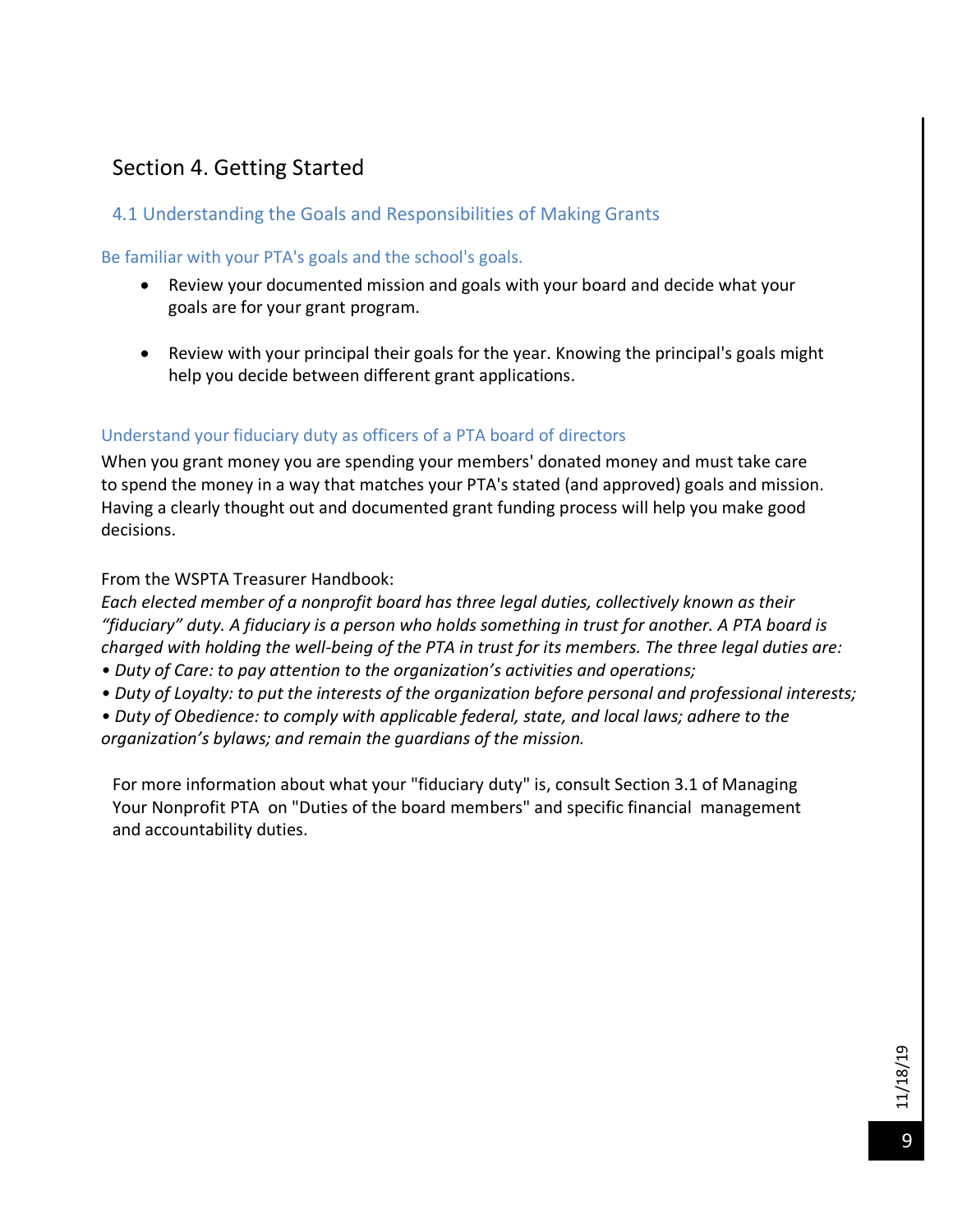# Section 4. Getting Started

## 4.1 Understanding the Goals and Responsibilities of Making Grants

### Be familiar with your PTA's goals and the school's goals.

- Review your documented mission and goals with your board and decide what your goals are for your grant program.
- Review with your principal their goals for the year. Knowing the principal's goals might help you decide between different grant applications.

### Understand your fiduciary duty as officers of a PTA board of directors

When you grant money you are spending your members' donated money and must take care to spend the money in a way that matches your PTA's stated (and approved) goals and mission. Having a clearly thought out and documented grant funding process will help you make good decisions.

From the WSPTA Treasurer Handbook:

*Each elected member of a nonprofit board has three legal duties, collectively known as their "fiduciary" duty. A fiduciary is a person who holds something in trust for another. A PTA board is charged with holding the well-being of the PTA in trust for its members. The three legal duties are:*

- *Duty of Care: to pay attention to the organization's activities and operations;*
- *Duty of Loyalty: to put the interests of the organization before personal and professional interests;*
- *Duty of Obedience: to comply with applicable federal, state, and local laws; adhere to the organization's bylaws; and remain the guardians of the mission.*

For more information about what your "fiduciary duty" is, consult Section 3.1 of Managing Your Nonprofit PTA on "Duties of the board members" and specific financial management and accountability duties.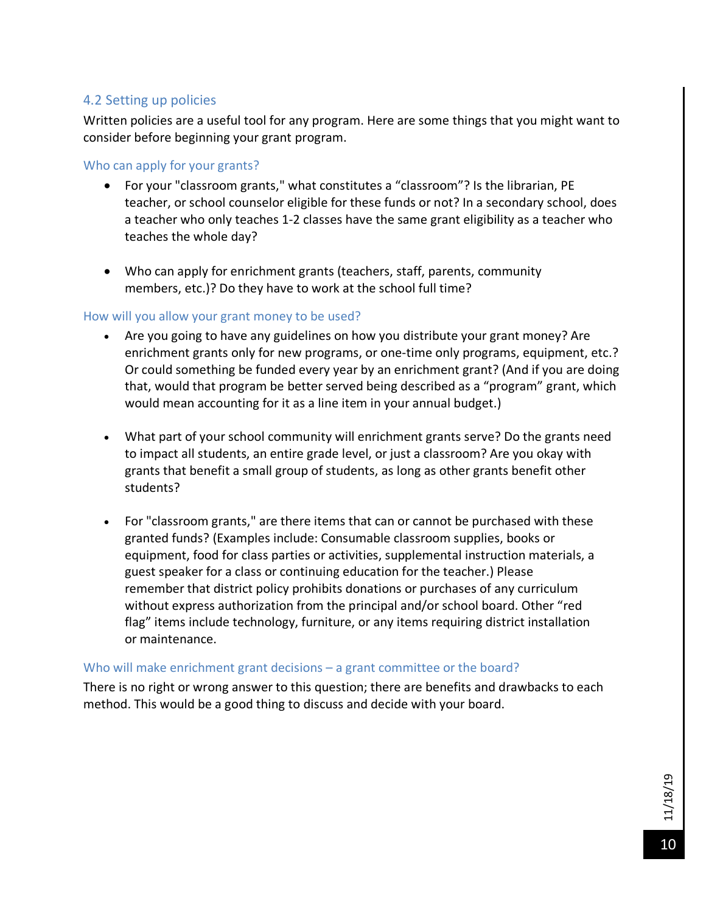## 4.2 Setting up policies

Written policies are a useful tool for any program. Here are some things that you might want to consider before beginning your grant program.

### Who can apply for your grants?

- For your "classroom grants," what constitutes a "classroom"? Is the librarian, PE teacher, or school counselor eligible for these funds or not? In a secondary school, does a teacher who only teaches 1-2 classes have the same grant eligibility as a teacher who teaches the whole day?

- Who can apply for enrichment grants (teachers, staff, parents, community members, etc.)? Do they have to work at the school full time?

### How will you allow your grant money to be used?

- Are you going to have any guidelines on how you distribute your grant money? Are enrichment grants only for new programs, or one-time only programs, equipment, etc.? Or could something be funded every year by an enrichment grant? (And if you are doing that, would that program be better served being described as a "program" grant, which would mean accounting for it as a line item in your annual budget.)

- What part of your school community will enrichment grants serve? Do the grants need to impact all students, an entire grade level, or just a classroom? Are you okay with grants that benefit a small group of students, as long as other grants benefit other students?

- For "classroom grants," are there items that can or cannot be purchased with these granted funds? (Examples include: Consumable classroom supplies, books or equipment, food for class parties or activities, supplemental instruction materials, a guest speaker for a class or continuing education for the teacher.) Please remember that district policy prohibits donations or purchases of any curriculum without express authorization from the principal and/or school board. Other "red flag" items include technology, furniture, or any items requiring district installation or maintenance.

### Who will make enrichment grant decisions – a grant committee or the board?

There is no right or wrong answer to this question; there are benefits and drawbacks to each method. This would be a good thing to discuss and decide with your board.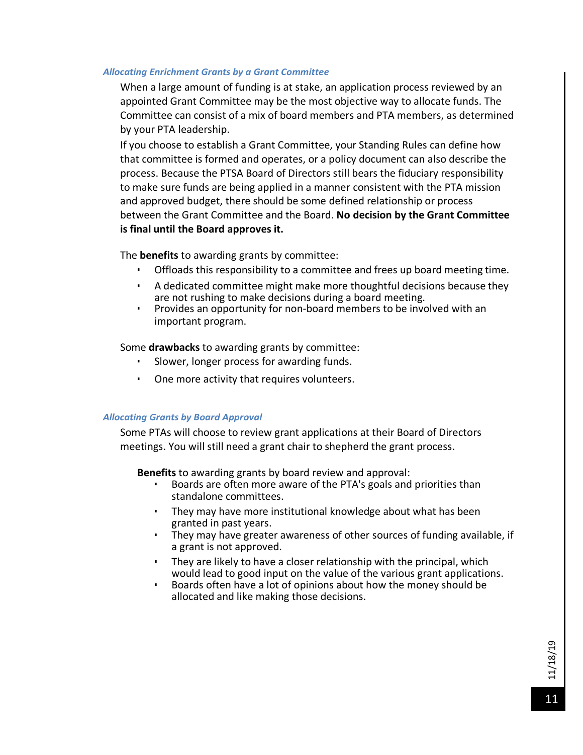### *Allocating Enrichment Grants by a Grant Committee*

When a large amount of funding is at stake, an application process reviewed by an appointed Grant Committee may be the most objective way to allocate funds. The Committee can consist of a mix of board members and PTA members, as determined by your PTA leadership.

If you choose to establish a Grant Committee, your Standing Rules can define how that committee is formed and operates, or a policy document can also describe the process. Because the PTSA Board of Directors still bears the fiduciary responsibility to make sure funds are being applied in a manner consistent with the PTA mission and approved budget, there should be some defined relationship or process between the Grant Committee and the Board. **No decision by the Grant Committee is final until the Board approves it.**

The **benefits** to awarding grants by committee:

- Offloads this responsibility to a committee and frees up board meeting time.
- A dedicated committee might make more thoughtful decisions because they are not rushing to make decisions during a board meeting.
- Provides an opportunity for non-board members to be involved with an important program.

Some **drawbacks** to awarding grants by committee:

- Slower, longer process for awarding funds.
- One more activity that requires volunteers.

### *Allocating Grants by Board Approval*

Some PTAs will choose to review grant applications at their Board of Directors meetings. You will still need a grant chair to shepherd the grant process.

**Benefits** to awarding grants by board review and approval:

- Boards are often more aware of the PTA's goals and priorities than standalone committees.
- They may have more institutional knowledge about what has been granted in past years.
- They may have greater awareness of other sources of funding available, if a grant is not approved.
- They are likely to have a closer relationship with the principal, which would lead to good input on the value of the various grant applications.
- Boards often have a lot of opinions about how the money should be allocated and like making those decisions.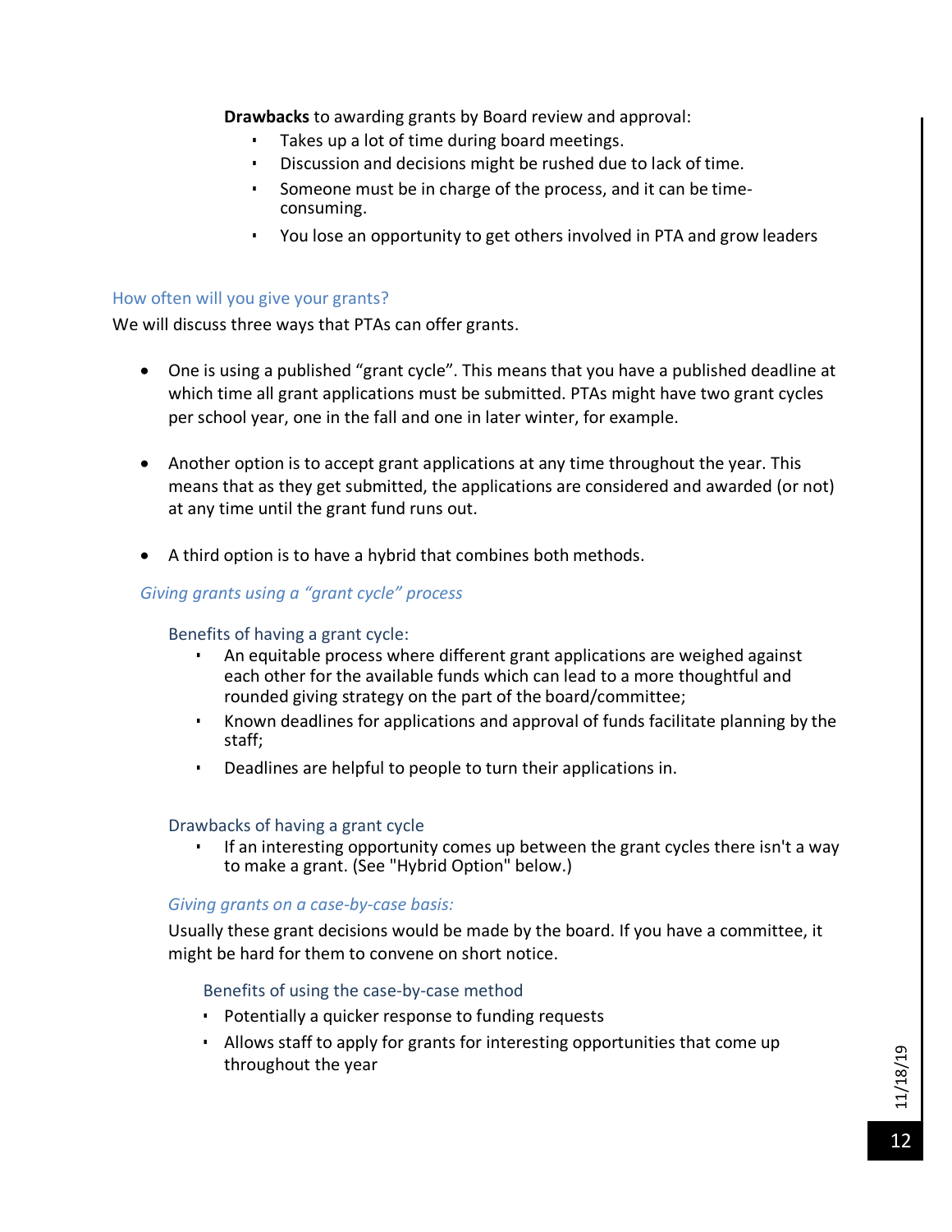**Drawbacks** to awarding grants by Board review and approval:

- Takes up a lot of time during board meetings.
- Discussion and decisions might be rushed due to lack of time.
- Someone must be in charge of the process, and it can be time-consuming.
- You lose an opportunity to get others involved in PTA and grow leaders

## How often will you give your grants?

We will discuss three ways that PTAs can offer grants.

- One is using a published "grant cycle". This means that you have a published deadline at which time all grant applications must be submitted. PTAs might have two grant cycles per school year, one in the fall and one in later winter, for example.
- Another option is to accept grant applications at any time throughout the year. This means that as they get submitted, the applications are considered and awarded (or not) at any time until the grant fund runs out.
- A third option is to have a hybrid that combines both methods.

### *Giving grants using a "grant cycle" process*

#### Benefits of having a grant cycle:

- An equitable process where different grant applications are weighed against each other for the available funds which can lead to a more thoughtful and rounded giving strategy on the part of the board/committee;
- Known deadlines for applications and approval of funds facilitate planning by the staff;
- Deadlines are helpful to people to turn their applications in.

#### Drawbacks of having a grant cycle

- If an interesting opportunity comes up between the grant cycles there isn't a way to make a grant. (See "Hybrid Option" below.)

### *Giving grants on a case-by-case basis:*

Usually these grant decisions would be made by the board. If you have a committee, it might be hard for them to convene on short notice.

#### Benefits of using the case-by-case method

- Potentially a quicker response to funding requests
- Allows staff to apply for grants for interesting opportunities that come up throughout the year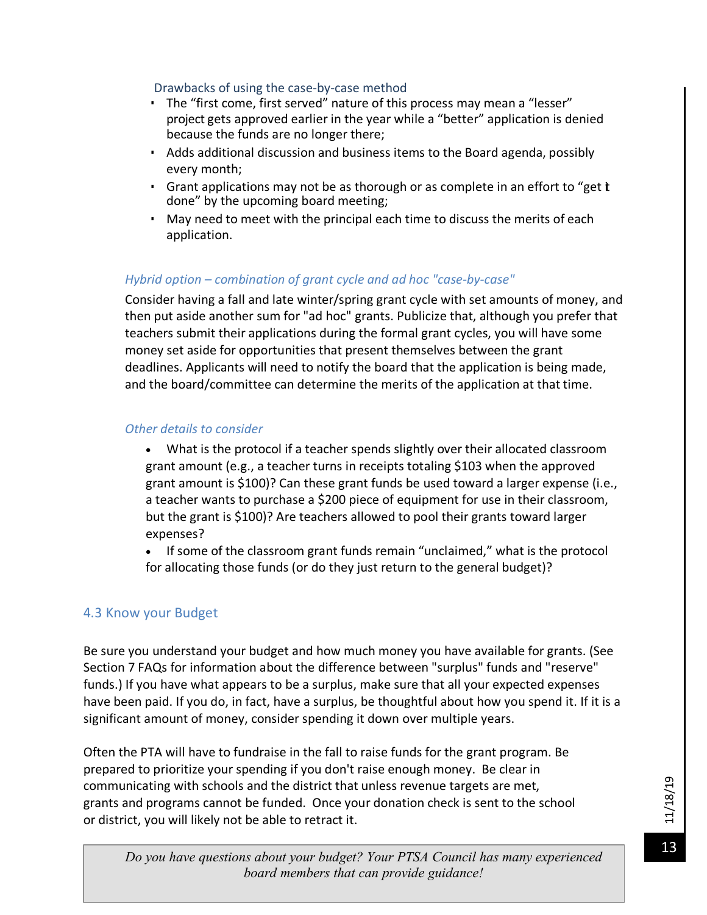Drawbacks of using the case-by-case method

- The “first come, first served” nature of this process may mean a “lesser” project gets approved earlier in the year while a “better” application is denied because the funds are no longer there;
- Adds additional discussion and business items to the Board agenda, possibly every month;
- Grant applications may not be as thorough or as complete in an effort to “get it done” by the upcoming board meeting;
- May need to meet with the principal each time to discuss the merits of each application.

*Hybrid option – combination of grant cycle and ad hoc "case-by-case"*

Consider having a fall and late winter/spring grant cycle with set amounts of money, and then put aside another sum for "ad hoc" grants. Publicize that, although you prefer that teachers submit their applications during the formal grant cycles, you will have some money set aside for opportunities that present themselves between the grant deadlines. Applicants will need to notify the board that the application is being made, and the board/committee can determine the merits of the application at that time.

*Other details to consider*

- What is the protocol if a teacher spends slightly over their allocated classroom grant amount (e.g., a teacher turns in receipts totaling $103 when the approved grant amount is $100)? Can these grant funds be used toward a larger expense (i.e., a teacher wants to purchase a $200 piece of equipment for use in their classroom, but the grant is $100)? Are teachers allowed to pool their grants toward larger expenses?
- If some of the classroom grant funds remain “unclaimed,” what is the protocol for allocating those funds (or do they just return to the general budget)?

## 4.3 Know your Budget

Be sure you understand your budget and how much money you have available for grants. (See Section 7 FAQs for information about the difference between "surplus" funds and "reserve" funds.) If you have what appears to be a surplus, make sure that all your expected expenses have been paid. If you do, in fact, have a surplus, be thoughtful about how you spend it. If it is a significant amount of money, consider spending it down over multiple years.

Often the PTA will have to fundraise in the fall to raise funds for the grant program. Be prepared to prioritize your spending if you don't raise enough money. Be clear in communicating with schools and the district that unless revenue targets are met, grants and programs cannot be funded. Once your donation check is sent to the school or district, you will likely not be able to retract it.

*Do you have questions about your budget? Your PTSA Council has many experienced board members that can provide guidance!*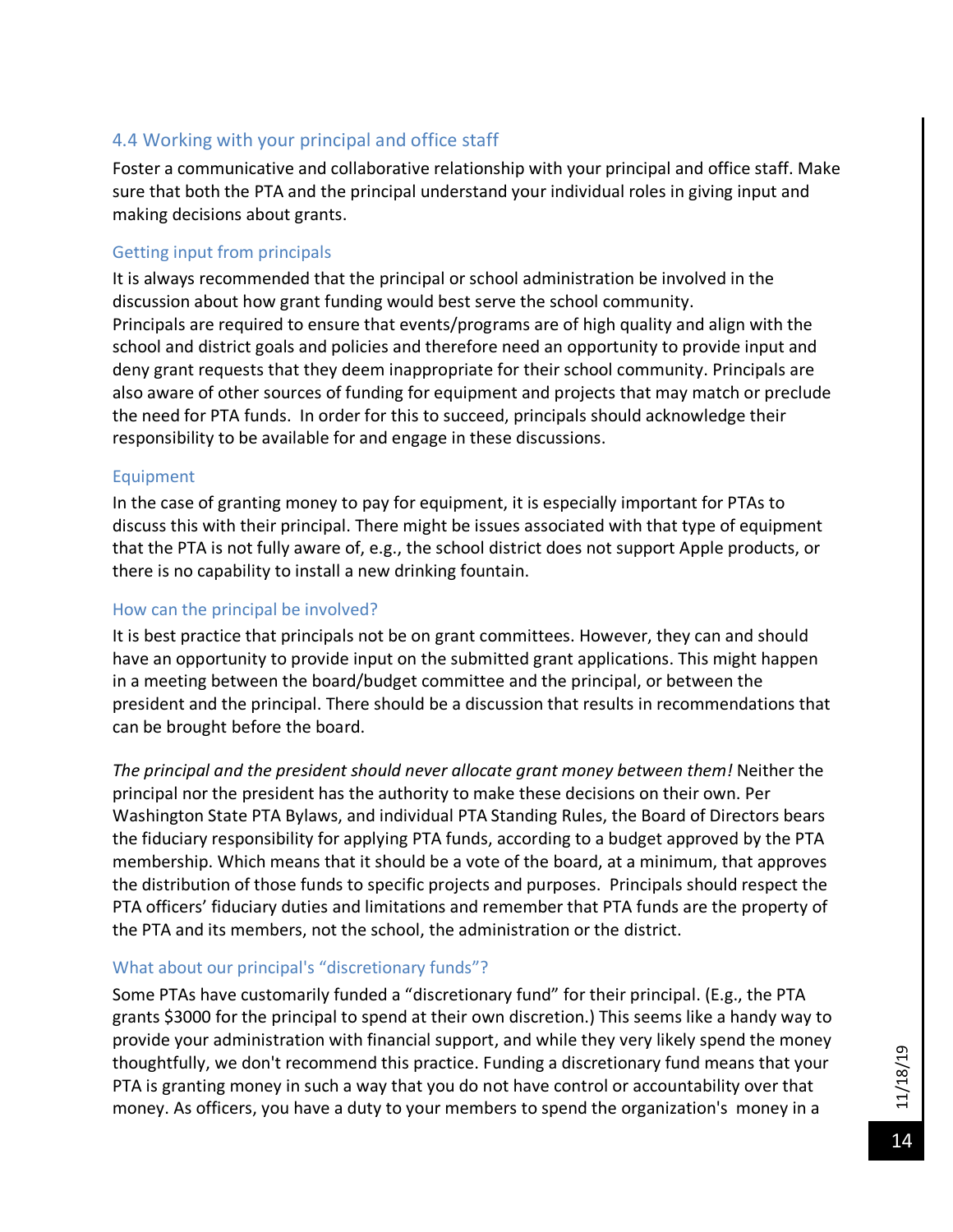## 4.4 Working with your principal and office staff

Foster a communicative and collaborative relationship with your principal and office staff. Make sure that both the PTA and the principal understand your individual roles in giving input and making decisions about grants.

### Getting input from principals

It is always recommended that the principal or school administration be involved in the discussion about how grant funding would best serve the school community. Principals are required to ensure that events/programs are of high quality and align with the school and district goals and policies and therefore need an opportunity to provide input and deny grant requests that they deem inappropriate for their school community. Principals are also aware of other sources of funding for equipment and projects that may match or preclude the need for PTA funds. In order for this to succeed, principals should acknowledge their responsibility to be available for and engage in these discussions.

### Equipment

In the case of granting money to pay for equipment, it is especially important for PTAs to discuss this with their principal. There might be issues associated with that type of equipment that the PTA is not fully aware of, e.g., the school district does not support Apple products, or there is no capability to install a new drinking fountain.

### How can the principal be involved?

It is best practice that principals not be on grant committees. However, they can and should have an opportunity to provide input on the submitted grant applications. This might happen in a meeting between the board/budget committee and the principal, or between the president and the principal. There should be a discussion that results in recommendations that can be brought before the board.

*The principal and the president should never allocate grant money between them!* Neither the principal nor the president has the authority to make these decisions on their own. Per Washington State PTA Bylaws, and individual PTA Standing Rules, the Board of Directors bears the fiduciary responsibility for applying PTA funds, according to a budget approved by the PTA membership. Which means that it should be a vote of the board, at a minimum, that approves the distribution of those funds to specific projects and purposes. Principals should respect the PTA officers' fiduciary duties and limitations and remember that PTA funds are the property of the PTA and its members, not the school, the administration or the district.

### What about our principal's "discretionary funds"?

Some PTAs have customarily funded a "discretionary fund" for their principal. (E.g., the PTA grants $3000 for the principal to spend at their own discretion.) This seems like a handy way to provide your administration with financial support, and while they very likely spend the money thoughtfully, we don't recommend this practice. Funding a discretionary fund means that your PTA is granting money in such a way that you do not have control or accountability over that money. As officers, you have a duty to your members to spend the organization's money in a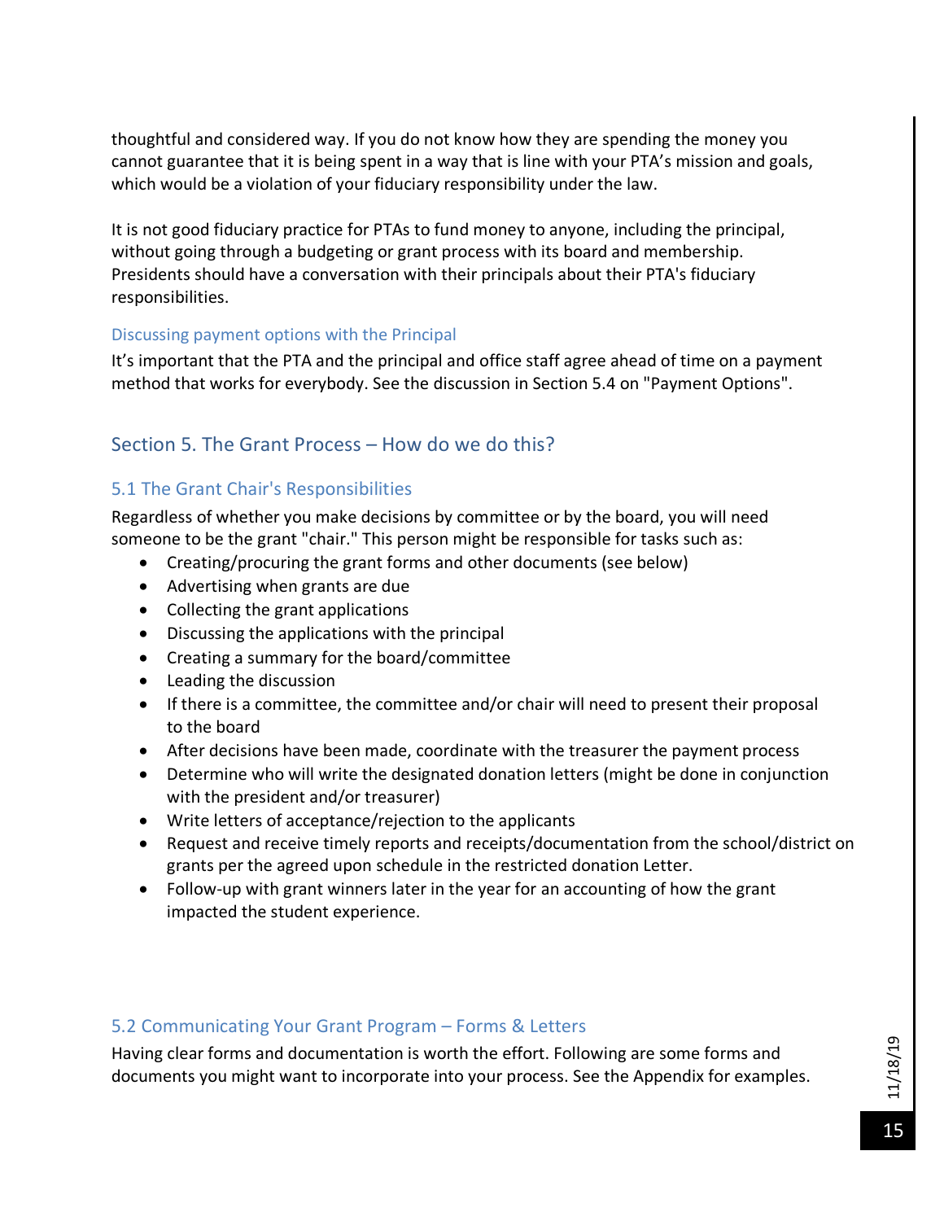thoughtful and considered way. If you do not know how they are spending the money you cannot guarantee that it is being spent in a way that is line with your PTA's mission and goals, which would be a violation of your fiduciary responsibility under the law.

It is not good fiduciary practice for PTAs to fund money to anyone, including the principal, without going through a budgeting or grant process with its board and membership. Presidents should have a conversation with their principals about their PTA's fiduciary responsibilities.

### Discussing payment options with the Principal

It's important that the PTA and the principal and office staff agree ahead of time on a payment method that works for everybody. See the discussion in Section 5.4 on "Payment Options".

## Section 5. The Grant Process – How do we do this?

### 5.1 The Grant Chair's Responsibilities

Regardless of whether you make decisions by committee or by the board, you will need someone to be the grant "chair." This person might be responsible for tasks such as:

- Creating/procuring the grant forms and other documents (see below)
- Advertising when grants are due
- Collecting the grant applications
- Discussing the applications with the principal
- Creating a summary for the board/committee
- Leading the discussion
- If there is a committee, the committee and/or chair will need to present their proposal to the board
- After decisions have been made, coordinate with the treasurer the payment process
- Determine who will write the designated donation letters (might be done in conjunction with the president and/or treasurer)
- Write letters of acceptance/rejection to the applicants
- Request and receive timely reports and receipts/documentation from the school/district on grants per the agreed upon schedule in the restricted donation Letter.
- Follow-up with grant winners later in the year for an accounting of how the grant impacted the student experience.

### 5.2 Communicating Your Grant Program – Forms & Letters

Having clear forms and documentation is worth the effort. Following are some forms and documents you might want to incorporate into your process. See the Appendix for examples.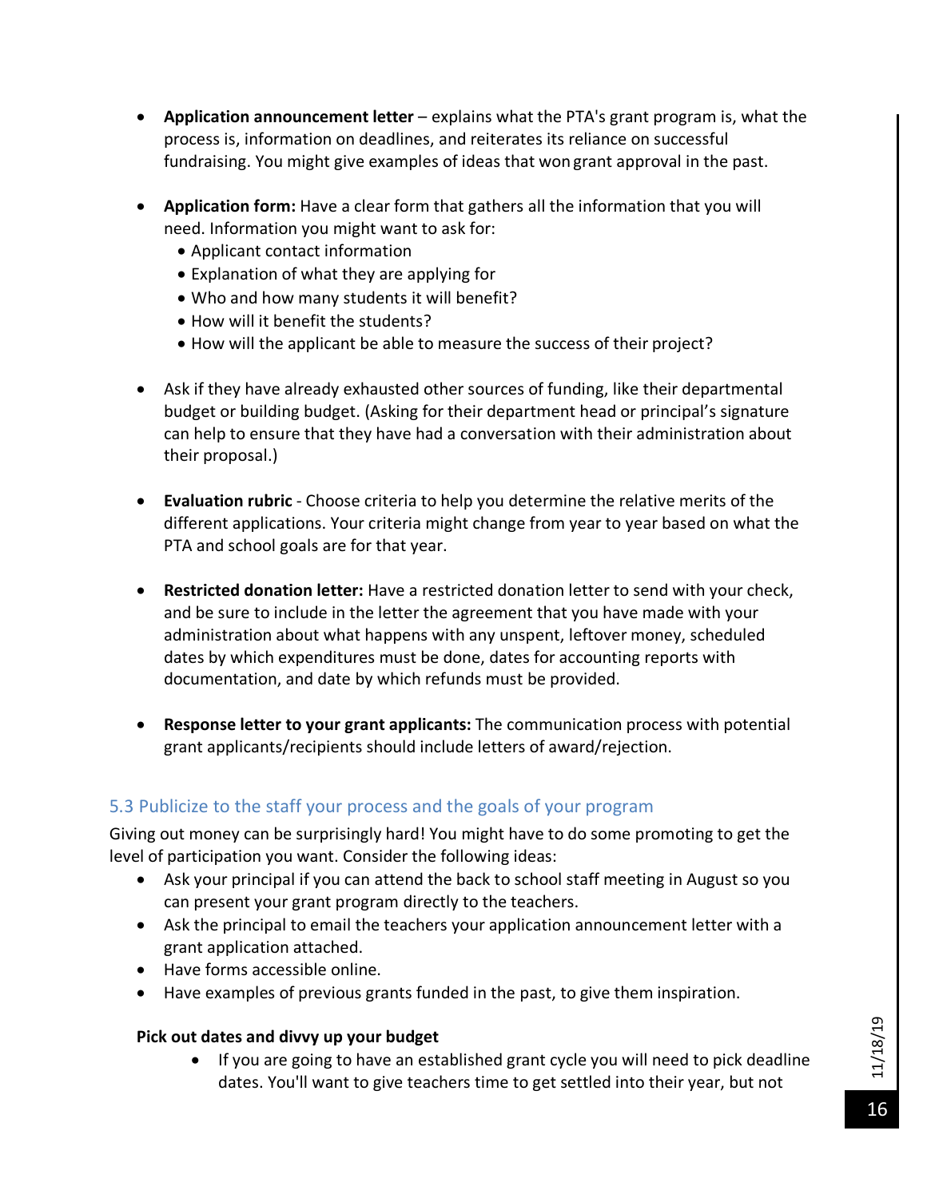- **Application announcement letter** – explains what the PTA's grant program is, what the process is, information on deadlines, and reiterates its reliance on successful fundraising. You might give examples of ideas that won grant approval in the past.

- **Application form:** Have a clear form that gathers all the information that you will need. Information you might want to ask for:
  - Applicant contact information
  - Explanation of what they are applying for
  - Who and how many students it will benefit?
  - How will it benefit the students?
  - How will the applicant be able to measure the success of their project?

- Ask if they have already exhausted other sources of funding, like their departmental budget or building budget. (Asking for their department head or principal's signature can help to ensure that they have had a conversation with their administration about their proposal.)

- **Evaluation rubric** - Choose criteria to help you determine the relative merits of the different applications. Your criteria might change from year to year based on what the PTA and school goals are for that year.

- **Restricted donation letter:** Have a restricted donation letter to send with your check, and be sure to include in the letter the agreement that you have made with your administration about what happens with any unspent, leftover money, scheduled dates by which expenditures must be done, dates for accounting reports with documentation, and date by which refunds must be provided.

- **Response letter to your grant applicants:** The communication process with potential grant applicants/recipients should include letters of award/rejection.

## 5.3 Publicize to the staff your process and the goals of your program

Giving out money can be surprisingly hard! You might have to do some promoting to get the level of participation you want. Consider the following ideas:

- Ask your principal if you can attend the back to school staff meeting in August so you can present your grant program directly to the teachers.
- Ask the principal to email the teachers your application announcement letter with a grant application attached.
- Have forms accessible online.
- Have examples of previous grants funded in the past, to give them inspiration.

**Pick out dates and divvy up your budget**

- If you are going to have an established grant cycle you will need to pick deadline dates. You'll want to give teachers time to get settled into their year, but not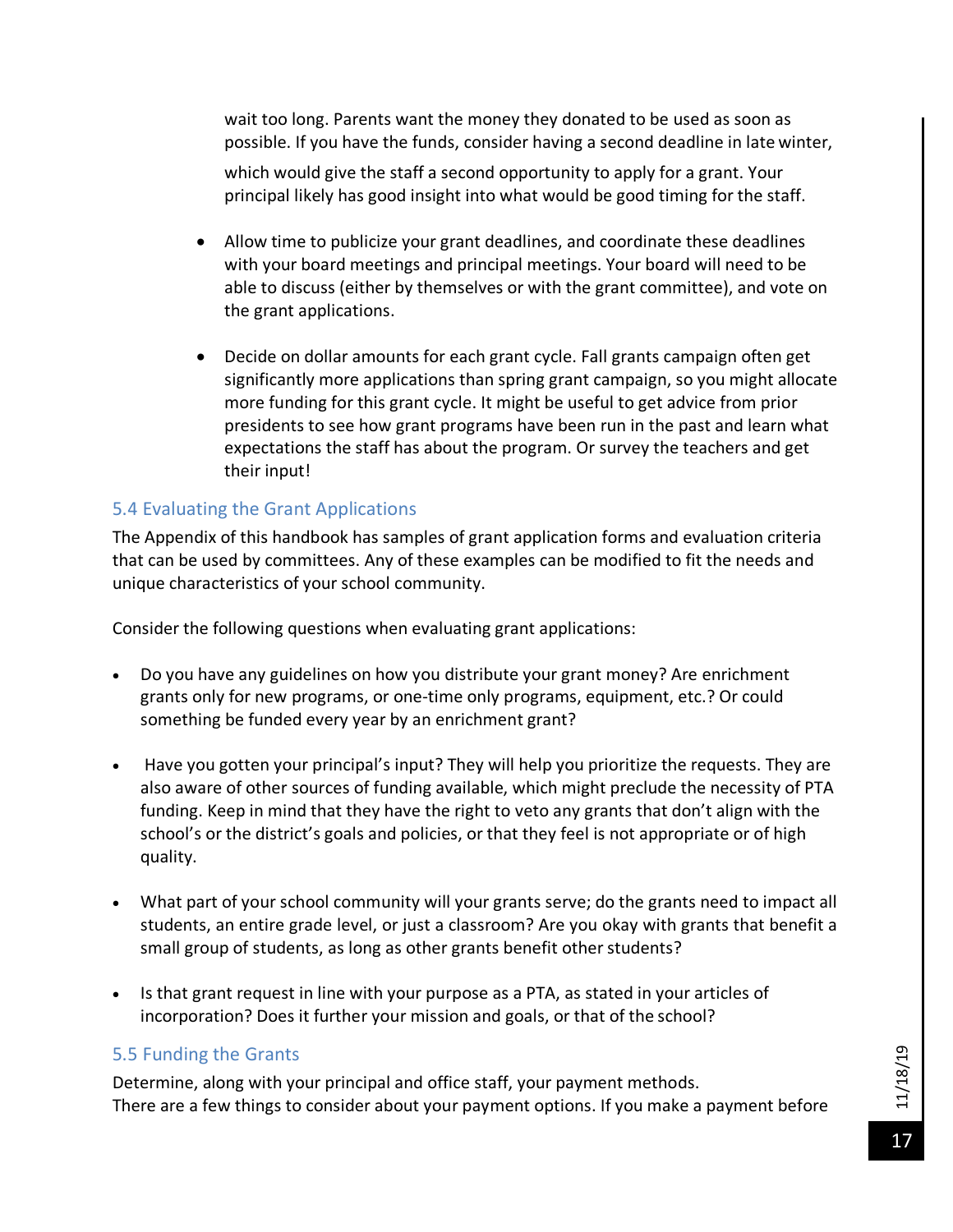wait too long. Parents want the money they donated to be used as soon as possible. If you have the funds, consider having a second deadline in late winter, which would give the staff a second opportunity to apply for a grant. Your principal likely has good insight into what would be good timing for the staff.

- Allow time to publicize your grant deadlines, and coordinate these deadlines with your board meetings and principal meetings. Your board will need to be able to discuss (either by themselves or with the grant committee), and vote on the grant applications.

- Decide on dollar amounts for each grant cycle. Fall grants campaign often get significantly more applications than spring grant campaign, so you might allocate more funding for this grant cycle. It might be useful to get advice from prior presidents to see how grant programs have been run in the past and learn what expectations the staff has about the program. Or survey the teachers and get their input!

### 5.4 Evaluating the Grant Applications

The Appendix of this handbook has samples of grant application forms and evaluation criteria that can be used by committees. Any of these examples can be modified to fit the needs and unique characteristics of your school community.

Consider the following questions when evaluating grant applications:

- Do you have any guidelines on how you distribute your grant money? Are enrichment grants only for new programs, or one-time only programs, equipment, etc.? Or could something be funded every year by an enrichment grant?

- Have you gotten your principal's input? They will help you prioritize the requests. They are also aware of other sources of funding available, which might preclude the necessity of PTA funding. Keep in mind that they have the right to veto any grants that don't align with the school's or the district's goals and policies, or that they feel is not appropriate or of high quality.

- What part of your school community will your grants serve; do the grants need to impact all students, an entire grade level, or just a classroom? Are you okay with grants that benefit a small group of students, as long as other grants benefit other students?

- Is that grant request in line with your purpose as a PTA, as stated in your articles of incorporation? Does it further your mission and goals, or that of the school?

### 5.5 Funding the Grants

Determine, along with your principal and office staff, your payment methods.
There are a few things to consider about your payment options. If you make a payment before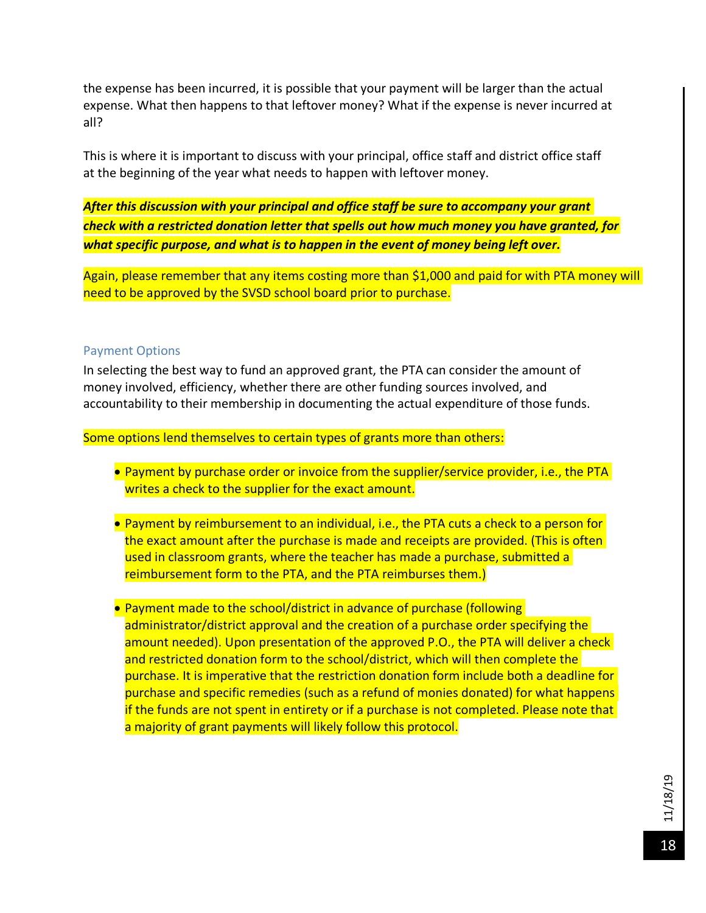the expense has been incurred, it is possible that your payment will be larger than the actual expense. What then happens to that leftover money? What if the expense is never incurred at all?

This is where it is important to discuss with your principal, office staff and district office staff at the beginning of the year what needs to happen with leftover money.

***After this discussion with your principal and office staff be sure to accompany your grant check with a restricted donation letter that spells out how much money you have granted, for what specific purpose, and what is to happen in the event of money being left over.***

Again, please remember that any items costing more than $1,000 and paid for with PTA money will need to be approved by the SVSD school board prior to purchase.

### Payment Options

In selecting the best way to fund an approved grant, the PTA can consider the amount of money involved, efficiency, whether there are other funding sources involved, and accountability to their membership in documenting the actual expenditure of those funds.

Some options lend themselves to certain types of grants more than others:

- Payment by purchase order or invoice from the supplier/service provider, i.e., the PTA writes a check to the supplier for the exact amount.
- Payment by reimbursement to an individual, i.e., the PTA cuts a check to a person for the exact amount after the purchase is made and receipts are provided. (This is often used in classroom grants, where the teacher has made a purchase, submitted a reimbursement form to the PTA, and the PTA reimburses them.)
- Payment made to the school/district in advance of purchase (following administrator/district approval and the creation of a purchase order specifying the amount needed). Upon presentation of the approved P.O., the PTA will deliver a check and restricted donation form to the school/district, which will then complete the purchase. It is imperative that the restriction donation form include both a deadline for purchase and specific remedies (such as a refund of monies donated) for what happens if the funds are not spent in entirety or if a purchase is not completed. Please note that a majority of grant payments will likely follow this protocol.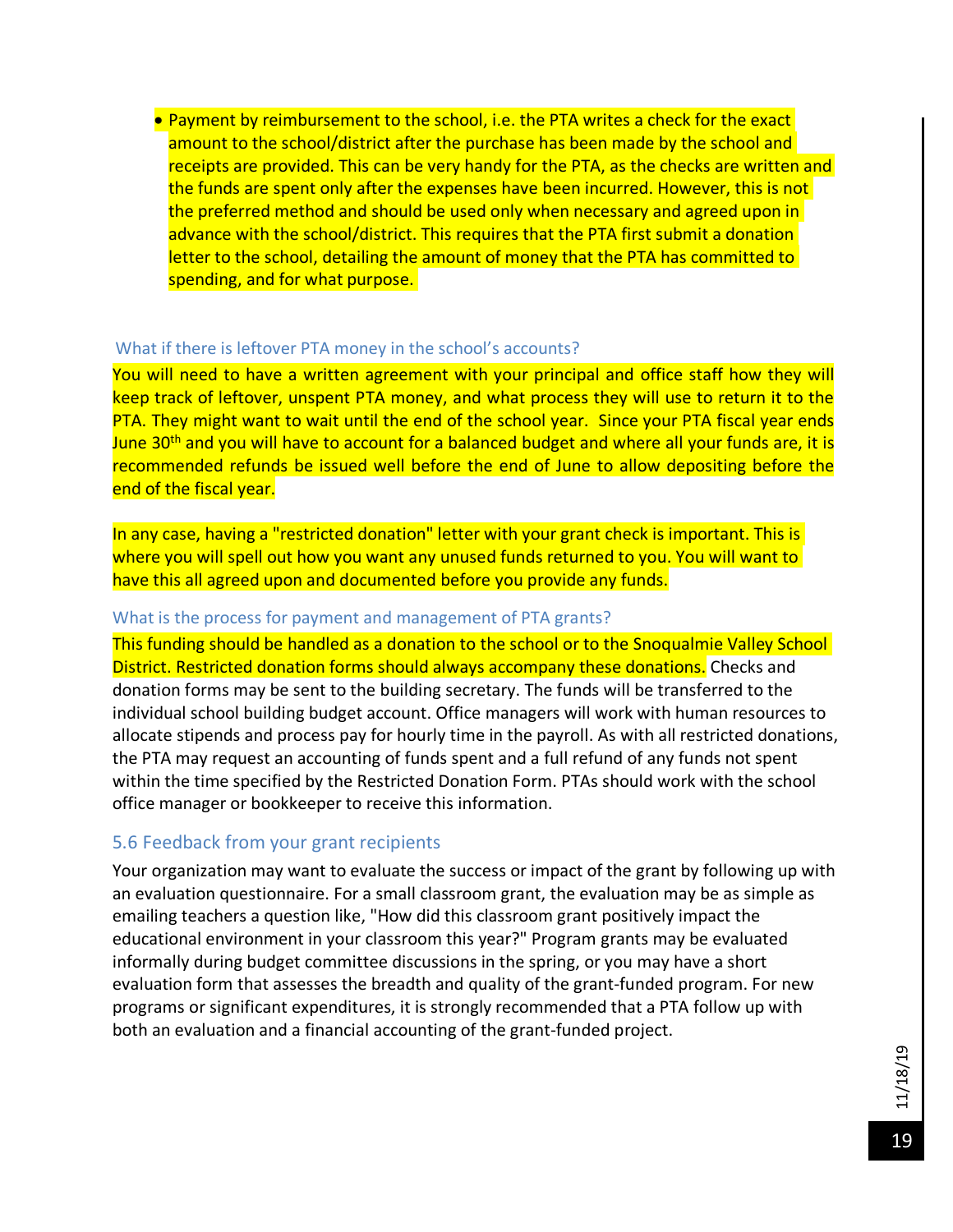- Payment by reimbursement to the school, i.e. the PTA writes a check for the exact amount to the school/district after the purchase has been made by the school and receipts are provided. This can be very handy for the PTA, as the checks are written and the funds are spent only after the expenses have been incurred. However, this is not the preferred method and should be used only when necessary and agreed upon in advance with the school/district. This requires that the PTA first submit a donation letter to the school, detailing the amount of money that the PTA has committed to spending, and for what purpose.

### What if there is leftover PTA money in the school's accounts?

You will need to have a written agreement with your principal and office staff how they will keep track of leftover, unspent PTA money, and what process they will use to return it to the PTA. They might want to wait until the end of the school year. Since your PTA fiscal year ends June 30th and you will have to account for a balanced budget and where all your funds are, it is recommended refunds be issued well before the end of June to allow depositing before the end of the fiscal year.

In any case, having a "restricted donation" letter with your grant check is important. This is where you will spell out how you want any unused funds returned to you. You will want to have this all agreed upon and documented before you provide any funds.

### What is the process for payment and management of PTA grants?

This funding should be handled as a donation to the school or to the Snoqualmie Valley School District. Restricted donation forms should always accompany these donations. Checks and donation forms may be sent to the building secretary. The funds will be transferred to the individual school building budget account. Office managers will work with human resources to allocate stipends and process pay for hourly time in the payroll. As with all restricted donations, the PTA may request an accounting of funds spent and a full refund of any funds not spent within the time specified by the Restricted Donation Form. PTAs should work with the school office manager or bookkeeper to receive this information.

## 5.6 Feedback from your grant recipients

Your organization may want to evaluate the success or impact of the grant by following up with an evaluation questionnaire. For a small classroom grant, the evaluation may be as simple as emailing teachers a question like, "How did this classroom grant positively impact the educational environment in your classroom this year?" Program grants may be evaluated informally during budget committee discussions in the spring, or you may have a short evaluation form that assesses the breadth and quality of the grant-funded program. For new programs or significant expenditures, it is strongly recommended that a PTA follow up with both an evaluation and a financial accounting of the grant-funded project.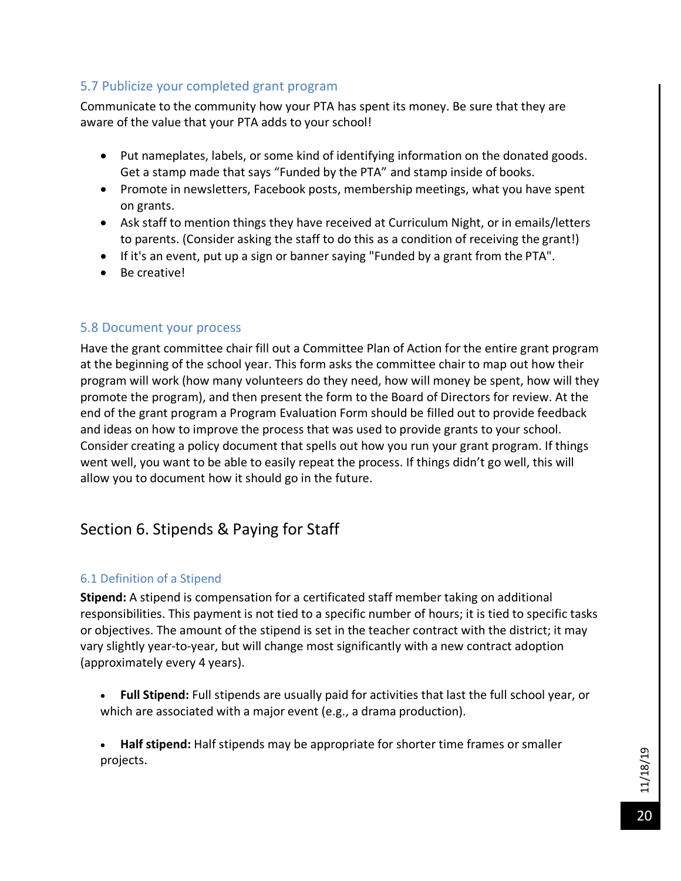### 5.7 Publicize your completed grant program

Communicate to the community how your PTA has spent its money. Be sure that they are aware of the value that your PTA adds to your school!

- Put nameplates, labels, or some kind of identifying information on the donated goods. Get a stamp made that says "Funded by the PTA" and stamp inside of books.
- Promote in newsletters, Facebook posts, membership meetings, what you have spent on grants.
- Ask staff to mention things they have received at Curriculum Night, or in emails/letters to parents. (Consider asking the staff to do this as a condition of receiving the grant!)
- If it's an event, put up a sign or banner saying "Funded by a grant from the PTA".
- Be creative!

### 5.8 Document your process

Have the grant committee chair fill out a Committee Plan of Action for the entire grant program at the beginning of the school year. This form asks the committee chair to map out how their program will work (how many volunteers do they need, how will money be spent, how will they promote the program), and then present the form to the Board of Directors for review. At the end of the grant program a Program Evaluation Form should be filled out to provide feedback and ideas on how to improve the process that was used to provide grants to your school. Consider creating a policy document that spells out how you run your grant program. If things went well, you want to be able to easily repeat the process. If things didn't go well, this will allow you to document how it should go in the future.

## Section 6. Stipends & Paying for Staff

### 6.1 Definition of a Stipend

**Stipend:** A stipend is compensation for a certificated staff member taking on additional responsibilities. This payment is not tied to a specific number of hours; it is tied to specific tasks or objectives. The amount of the stipend is set in the teacher contract with the district; it may vary slightly year-to-year, but will change most significantly with a new contract adoption (approximately every 4 years).

- **Full Stipend:** Full stipends are usually paid for activities that last the full school year, or which are associated with a major event (e.g., a drama production).

- **Half stipend:** Half stipends may be appropriate for shorter time frames or smaller projects.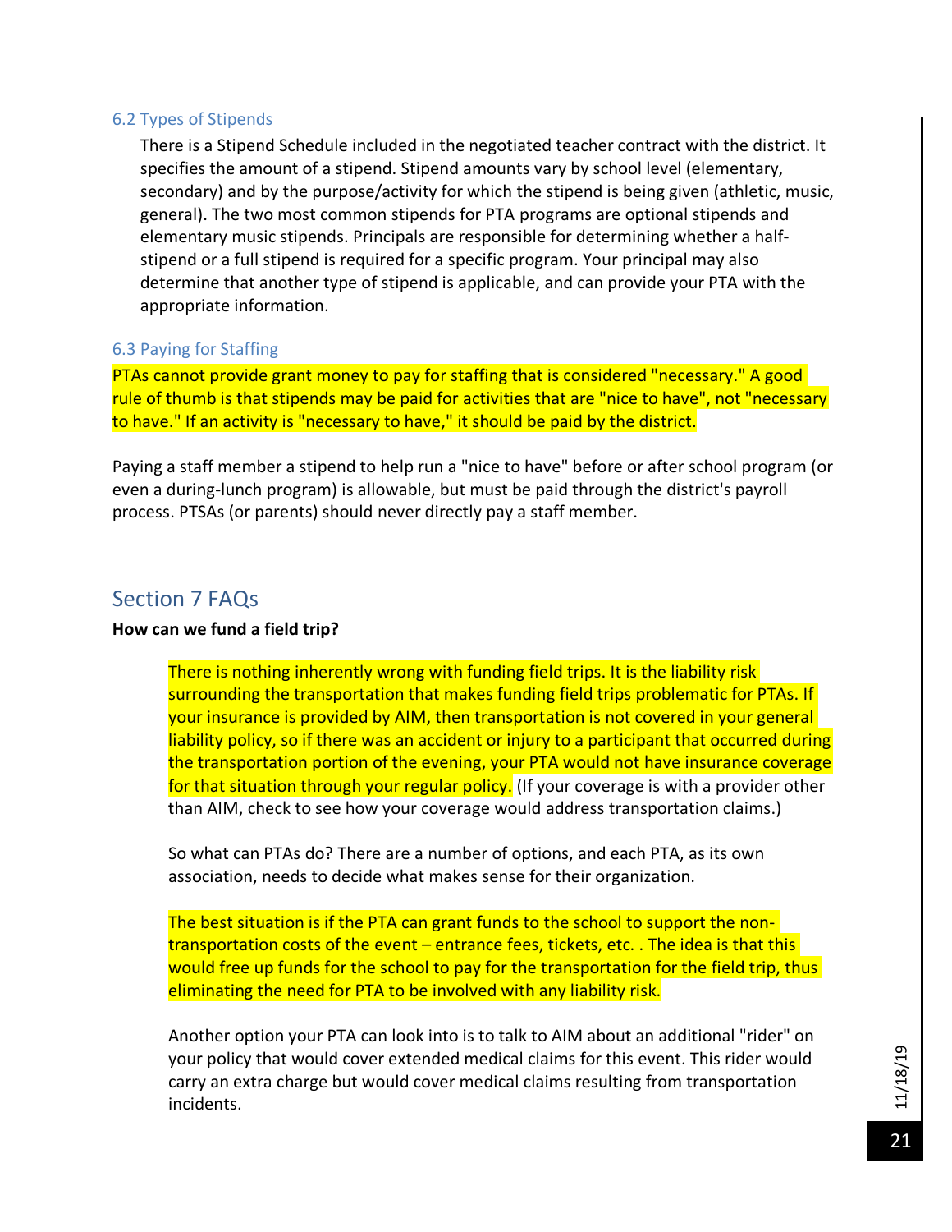### 6.2 Types of Stipends

There is a Stipend Schedule included in the negotiated teacher contract with the district. It specifies the amount of a stipend. Stipend amounts vary by school level (elementary, secondary) and by the purpose/activity for which the stipend is being given (athletic, music, general). The two most common stipends for PTA programs are optional stipends and elementary music stipends. Principals are responsible for determining whether a half-stipend or a full stipend is required for a specific program. Your principal may also determine that another type of stipend is applicable, and can provide your PTA with the appropriate information.

### 6.3 Paying for Staffing

PTAs cannot provide grant money to pay for staffing that is considered "necessary." A good rule of thumb is that stipends may be paid for activities that are "nice to have", not "necessary to have." If an activity is "necessary to have," it should be paid by the district.

Paying a staff member a stipend to help run a "nice to have" before or after school program (or even a during-lunch program) is allowable, but must be paid through the district's payroll process. PTSAs (or parents) should never directly pay a staff member.

## Section 7 FAQs

**How can we fund a field trip?**

There is nothing inherently wrong with funding field trips. It is the liability risk surrounding the transportation that makes funding field trips problematic for PTAs. If your insurance is provided by AIM, then transportation is not covered in your general liability policy, so if there was an accident or injury to a participant that occurred during the transportation portion of the evening, your PTA would not have insurance coverage for that situation through your regular policy. (If your coverage is with a provider other than AIM, check to see how your coverage would address transportation claims.)

So what can PTAs do? There are a number of options, and each PTA, as its own association, needs to decide what makes sense for their organization.

The best situation is if the PTA can grant funds to the school to support the non-transportation costs of the event – entrance fees, tickets, etc. . The idea is that this would free up funds for the school to pay for the transportation for the field trip, thus eliminating the need for PTA to be involved with any liability risk.

Another option your PTA can look into is to talk to AIM about an additional "rider" on your policy that would cover extended medical claims for this event. This rider would carry an extra charge but would cover medical claims resulting from transportation incidents.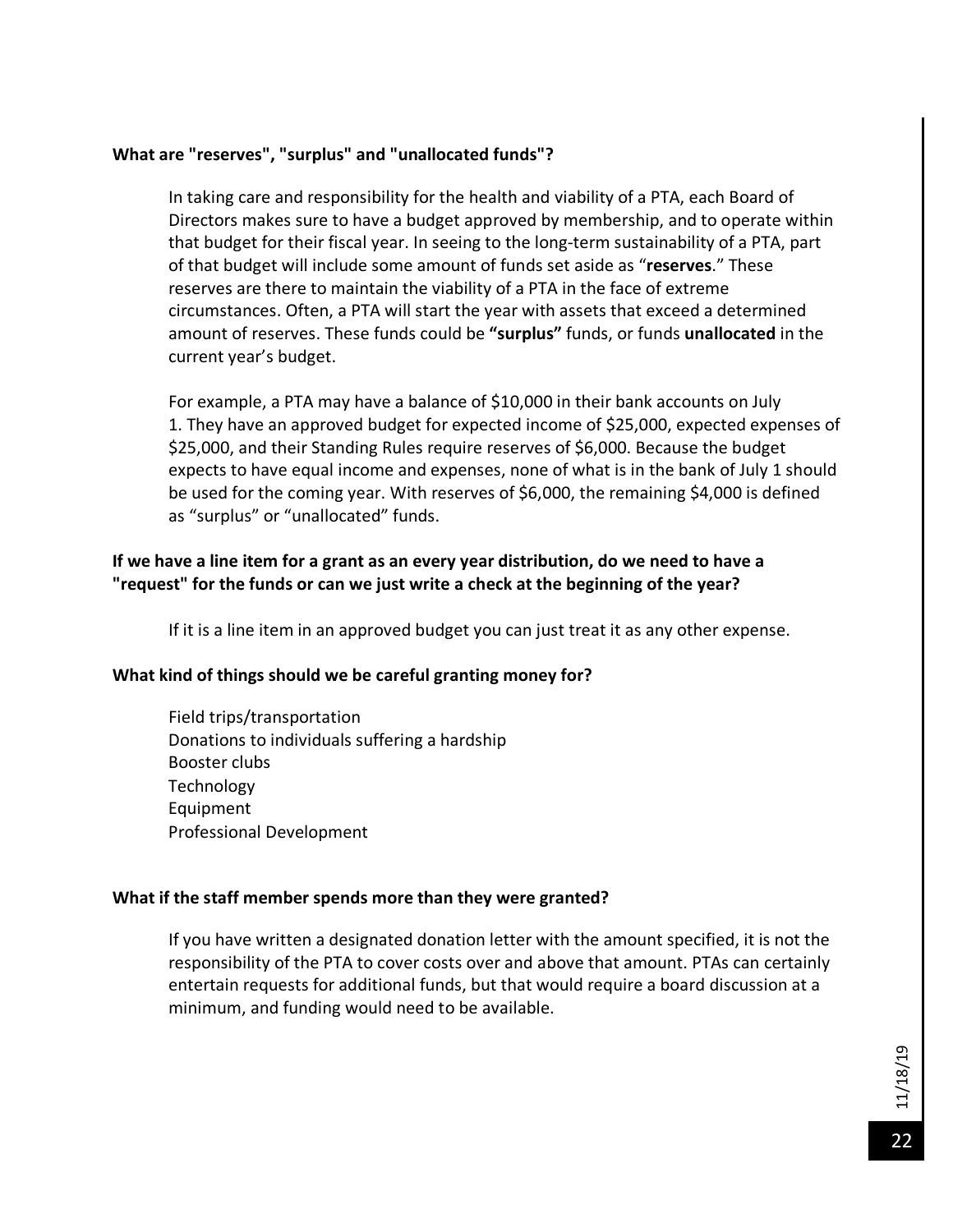**What are "reserves", "surplus" and "unallocated funds"?**

In taking care and responsibility for the health and viability of a PTA, each Board of Directors makes sure to have a budget approved by membership, and to operate within that budget for their fiscal year. In seeing to the long-term sustainability of a PTA, part of that budget will include some amount of funds set aside as "**reserves**." These reserves are there to maintain the viability of a PTA in the face of extreme circumstances. Often, a PTA will start the year with assets that exceed a determined amount of reserves. These funds could be **"surplus"** funds, or funds **unallocated** in the current year's budget.

For example, a PTA may have a balance of $10,000 in their bank accounts on July 1. They have an approved budget for expected income of $25,000, expected expenses of $25,000, and their Standing Rules require reserves of $6,000. Because the budget expects to have equal income and expenses, none of what is in the bank of July 1 should be used for the coming year. With reserves of $6,000, the remaining $4,000 is defined as "surplus" or "unallocated" funds.

**If we have a line item for a grant as an every year distribution, do we need to have a "request" for the funds or can we just write a check at the beginning of the year?**

If it is a line item in an approved budget you can just treat it as any other expense.

**What kind of things should we be careful granting money for?**

Field trips/transportation
Donations to individuals suffering a hardship
Booster clubs
Technology
Equipment
Professional Development

**What if the staff member spends more than they were granted?**

If you have written a designated donation letter with the amount specified, it is not the responsibility of the PTA to cover costs over and above that amount. PTAs can certainly entertain requests for additional funds, but that would require a board discussion at a minimum, and funding would need to be available.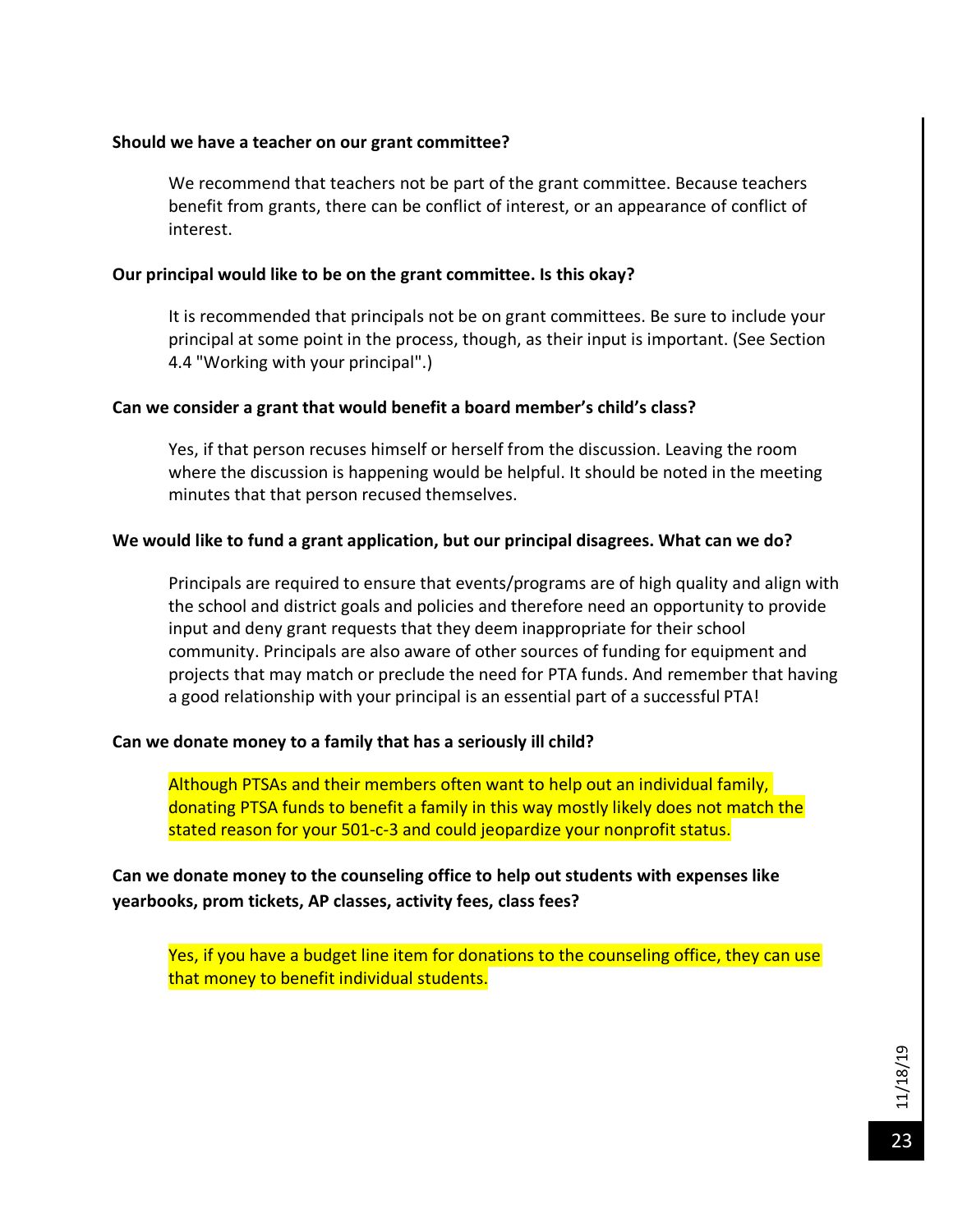**Should we have a teacher on our grant committee?**

We recommend that teachers not be part of the grant committee. Because teachers benefit from grants, there can be conflict of interest, or an appearance of conflict of interest.

**Our principal would like to be on the grant committee. Is this okay?**

It is recommended that principals not be on grant committees. Be sure to include your principal at some point in the process, though, as their input is important. (See Section 4.4 "Working with your principal".)

**Can we consider a grant that would benefit a board member's child's class?**

Yes, if that person recuses himself or herself from the discussion. Leaving the room where the discussion is happening would be helpful. It should be noted in the meeting minutes that that person recused themselves.

**We would like to fund a grant application, but our principal disagrees. What can we do?**

Principals are required to ensure that events/programs are of high quality and align with the school and district goals and policies and therefore need an opportunity to provide input and deny grant requests that they deem inappropriate for their school community. Principals are also aware of other sources of funding for equipment and projects that may match or preclude the need for PTA funds. And remember that having a good relationship with your principal is an essential part of a successful PTA!

**Can we donate money to a family that has a seriously ill child?**

Although PTSAs and their members often want to help out an individual family, donating PTSA funds to benefit a family in this way mostly likely does not match the stated reason for your 501-c-3 and could jeopardize your nonprofit status.

**Can we donate money to the counseling office to help out students with expenses like yearbooks, prom tickets, AP classes, activity fees, class fees?**

Yes, if you have a budget line item for donations to the counseling office, they can use that money to benefit individual students.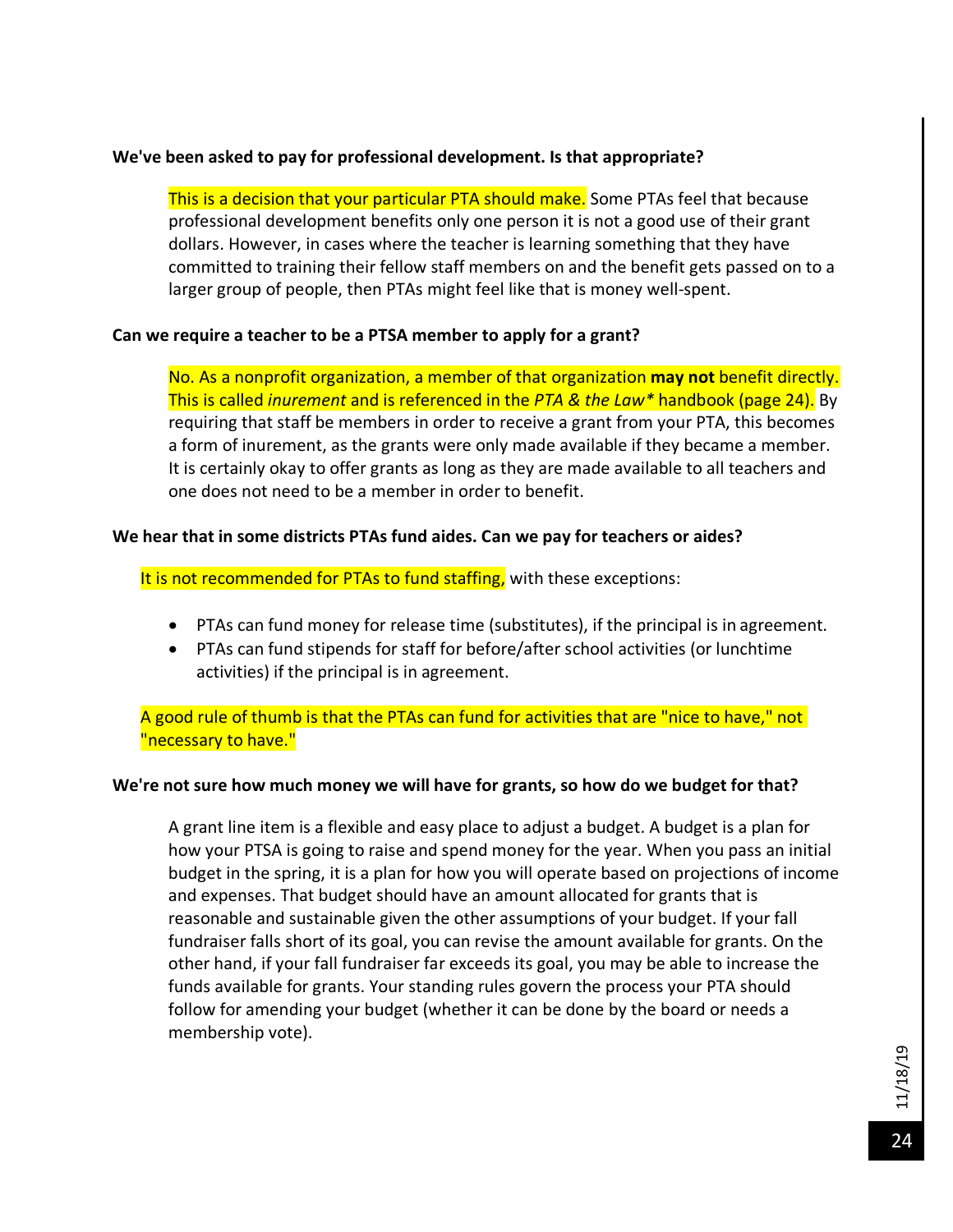**We've been asked to pay for professional development. Is that appropriate?**

This is a decision that your particular PTA should make. Some PTAs feel that because professional development benefits only one person it is not a good use of their grant dollars. However, in cases where the teacher is learning something that they have committed to training their fellow staff members on and the benefit gets passed on to a larger group of people, then PTAs might feel like that is money well-spent.

**Can we require a teacher to be a PTSA member to apply for a grant?**

No. As a nonprofit organization, a member of that organization **may not** benefit directly. This is called *inurement* and is referenced in the *PTA & the Law** handbook (page 24). By requiring that staff be members in order to receive a grant from your PTA, this becomes a form of inurement, as the grants were only made available if they became a member. It is certainly okay to offer grants as long as they are made available to all teachers and one does not need to be a member in order to benefit.

**We hear that in some districts PTAs fund aides. Can we pay for teachers or aides?**

It is not recommended for PTAs to fund staffing, with these exceptions:

- PTAs can fund money for release time (substitutes), if the principal is in agreement.
- PTAs can fund stipends for staff for before/after school activities (or lunchtime activities) if the principal is in agreement.

A good rule of thumb is that the PTAs can fund for activities that are "nice to have," not "necessary to have."

**We're not sure how much money we will have for grants, so how do we budget for that?**

A grant line item is a flexible and easy place to adjust a budget. A budget is a plan for how your PTSA is going to raise and spend money for the year. When you pass an initial budget in the spring, it is a plan for how you will operate based on projections of income and expenses. That budget should have an amount allocated for grants that is reasonable and sustainable given the other assumptions of your budget. If your fall fundraiser falls short of its goal, you can revise the amount available for grants. On the other hand, if your fall fundraiser far exceeds its goal, you may be able to increase the funds available for grants. Your standing rules govern the process your PTA should follow for amending your budget (whether it can be done by the board or needs a membership vote).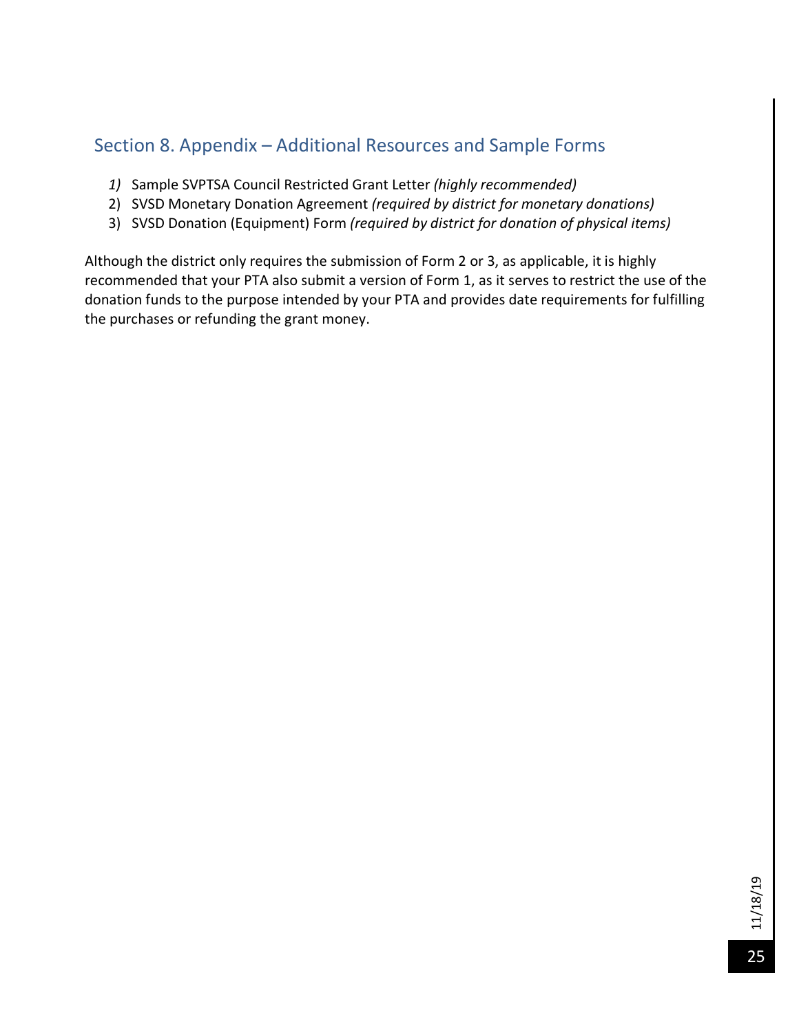## Section 8. Appendix – Additional Resources and Sample Forms

1) Sample SVPTSA Council Restricted Grant Letter *(highly recommended)*
2) SVSD Monetary Donation Agreement *(required by district for monetary donations)*
3) SVSD Donation (Equipment) Form *(required by district for donation of physical items)*

Although the district only requires the submission of Form 2 or 3, as applicable, it is highly recommended that your PTA also submit a version of Form 1, as it serves to restrict the use of the donation funds to the purpose intended by your PTA and provides date requirements for fulfilling the purchases or refunding the grant money.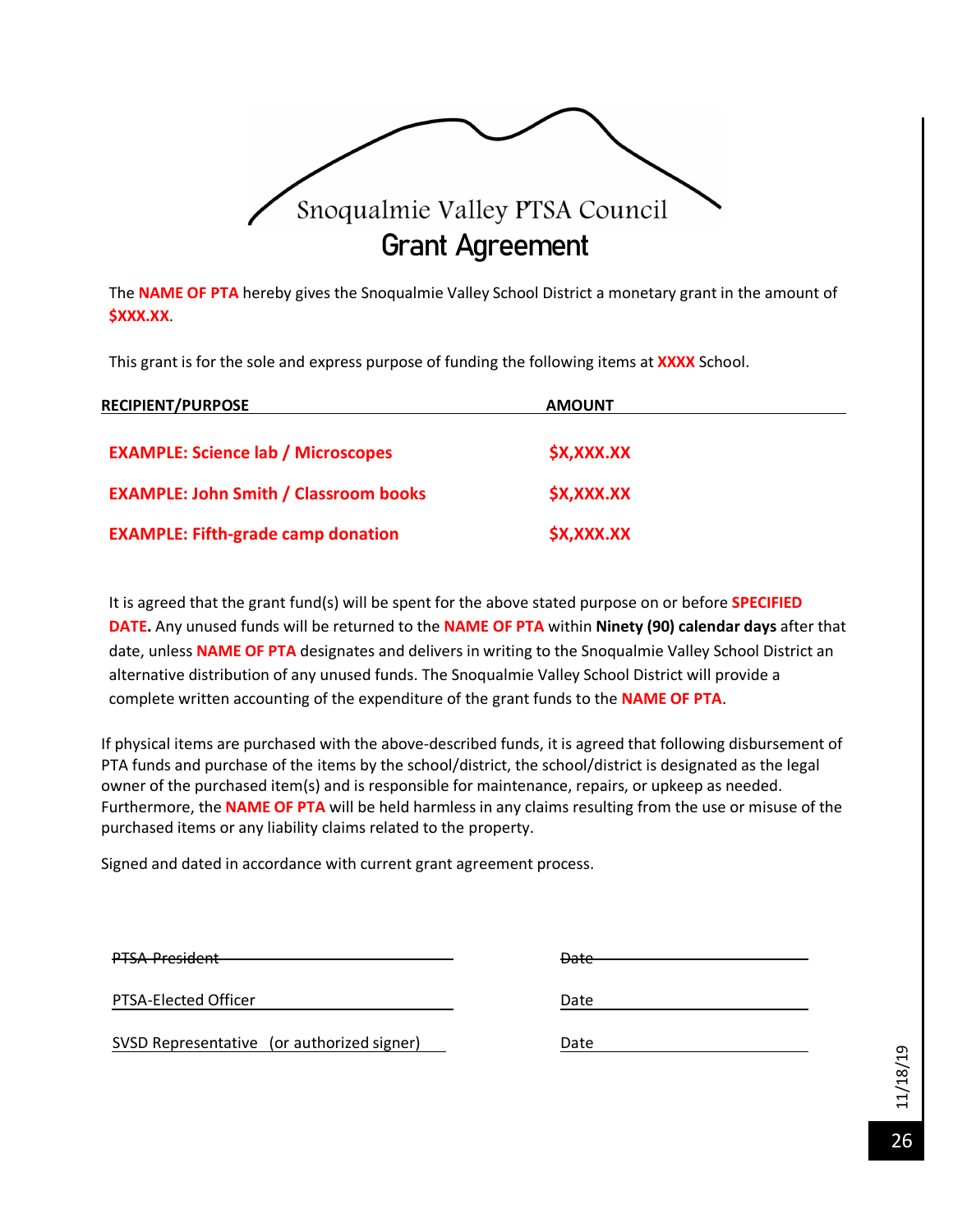Snoqualmie Valley PTSA Council

# Grant Agreement

The **NAME OF PTA** hereby gives the Snoqualmie Valley School District a monetary grant in the amount of **$XXX.XX**.

This grant is for the sole and express purpose of funding the following items at **XXXX** School.

| RECIPIENT/PURPOSE | AMOUNT |
| --- | --- |
| **EXAMPLE: Science lab / Microscopes** | **$X,XXX.XX** |
| **EXAMPLE: John Smith / Classroom books** | **$X,XXX.XX** |
| **EXAMPLE: Fifth-grade camp donation** | **$X,XXX.XX** |

It is agreed that the grant fund(s) will be spent for the above stated purpose on or before **SPECIFIED DATE.** Any unused funds will be returned to the **NAME OF PTA** within **Ninety (90) calendar days** after that date, unless **NAME OF PTA** designates and delivers in writing to the Snoqualmie Valley School District an alternative distribution of any unused funds. The Snoqualmie Valley School District will provide a complete written accounting of the expenditure of the grant funds to the **NAME OF PTA**.

If physical items are purchased with the above-described funds, it is agreed that following disbursement of PTA funds and purchase of the items by the school/district, the school/district is designated as the legal owner of the purchased item(s) and is responsible for maintenance, repairs, or upkeep as needed. Furthermore, the **NAME OF PTA** will be held harmless in any claims resulting from the use or misuse of the purchased items or any liability claims related to the property.

Signed and dated in accordance with current grant agreement process.

~~PTSA President~~ ______________________ ~~Date~~ ______________________

PTSA-Elected Officer ______________________ Date ______________________

SVSD Representative (or authorized signer) ______________________ Date ______________________

11/18/19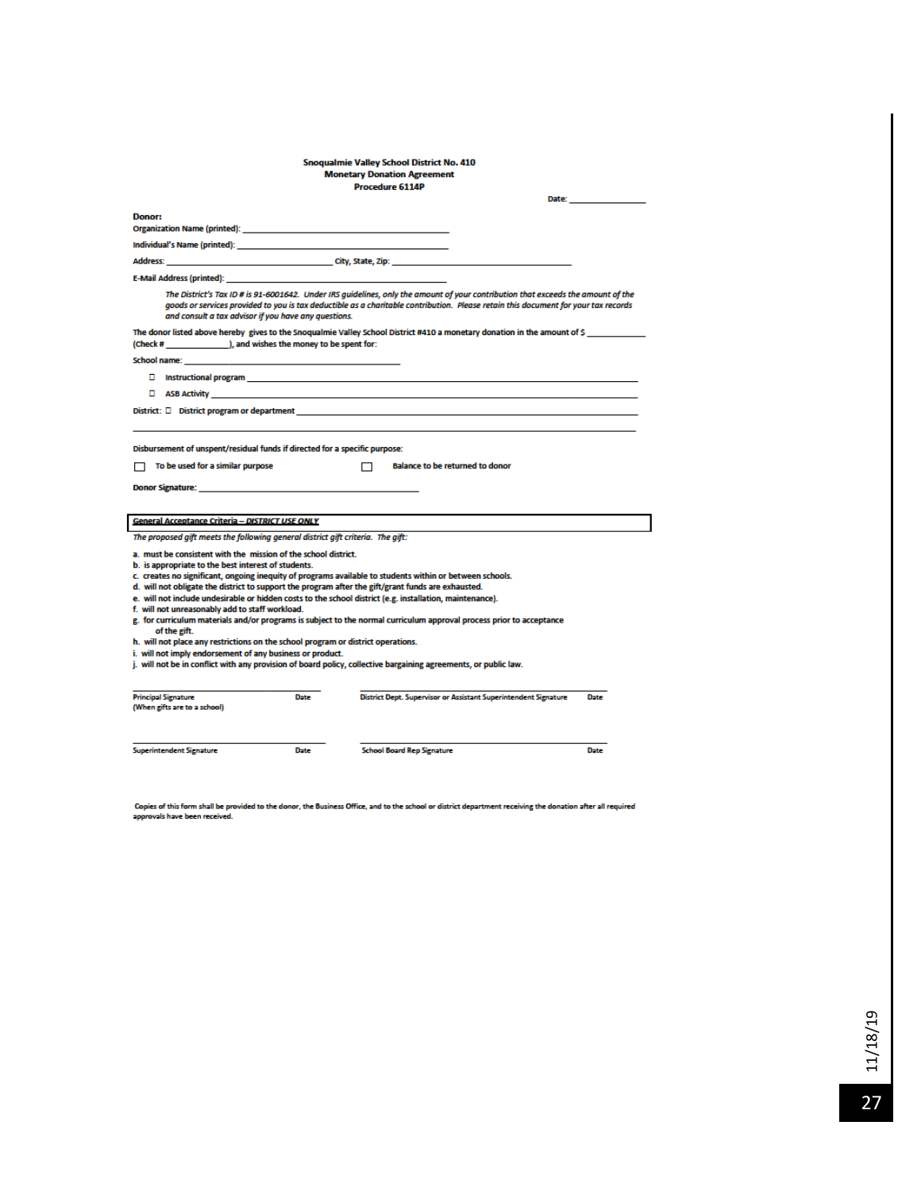**Snoqualmie Valley School District No. 410**
**Monetary Donation Agreement**
**Procedure 6114P**

Date: _______________

**Donor:**

Organization Name (printed): ________________________________________

Individual's Name (printed): ________________________________________

Address: ________________________________ City, State, Zip: ________________________________

E-Mail Address (printed): ________________________________________

*The District's Tax ID # is 91-6001642. Under IRS guidelines, only the amount of your contribution that exceeds the amount of the goods or services provided to you is tax deductible as a charitable contribution. Please retain this document for your tax records and consult a tax advisor if you have any questions.*

The donor listed above hereby gives to the Snoqualmie Valley School District #410 a monetary donation in the amount of $ ___________ (Check # ______________), and wishes the money to be spent for:

School name: ________________________________________

- ☐ Instructional program ________________________________________
- ☐ ASB Activity ________________________________________

District: ☐ District program or department ________________________________________

________________________________________________________________________________

Disbursement of unspent/residual funds if directed for a specific purpose:

☐ To be used for a similar purpose  ☐ Balance to be returned to donor

**Donor Signature:** ________________________________________

**General Acceptance Criteria – *DISTRICT USE ONLY***

*The proposed gift meets the following general district gift criteria. The gift:*

a. must be consistent with the mission of the school district.
b. is appropriate to the best interest of students.
c. creates no significant, ongoing inequity of programs available to students within or between schools.
d. will not obligate the district to support the program after the gift/grant funds are exhausted.
e. will not include undesirable or hidden costs to the school district (e.g. installation, maintenance).
f. will not unreasonably add to staff workload.
g. for curriculum materials and/or programs is subject to the normal curriculum approval process prior to acceptance of the gift.
h. will not place any restrictions on the school program or district operations.
i. will not imply endorsement of any business or product.
j. will not be in conflict with any provision of board policy, collective bargaining agreements, or public law.

________________________________________ ________________________________________
Principal Signature Date  District Dept. Supervisor or Assistant Superintendent Signature Date
(When gifts are to a school)

________________________________________ ________________________________________
Superintendent Signature Date  School Board Rep Signature Date

Copies of this form shall be provided to the donor, the Business Office, and to the school or district department receiving the donation after all required approvals have been received.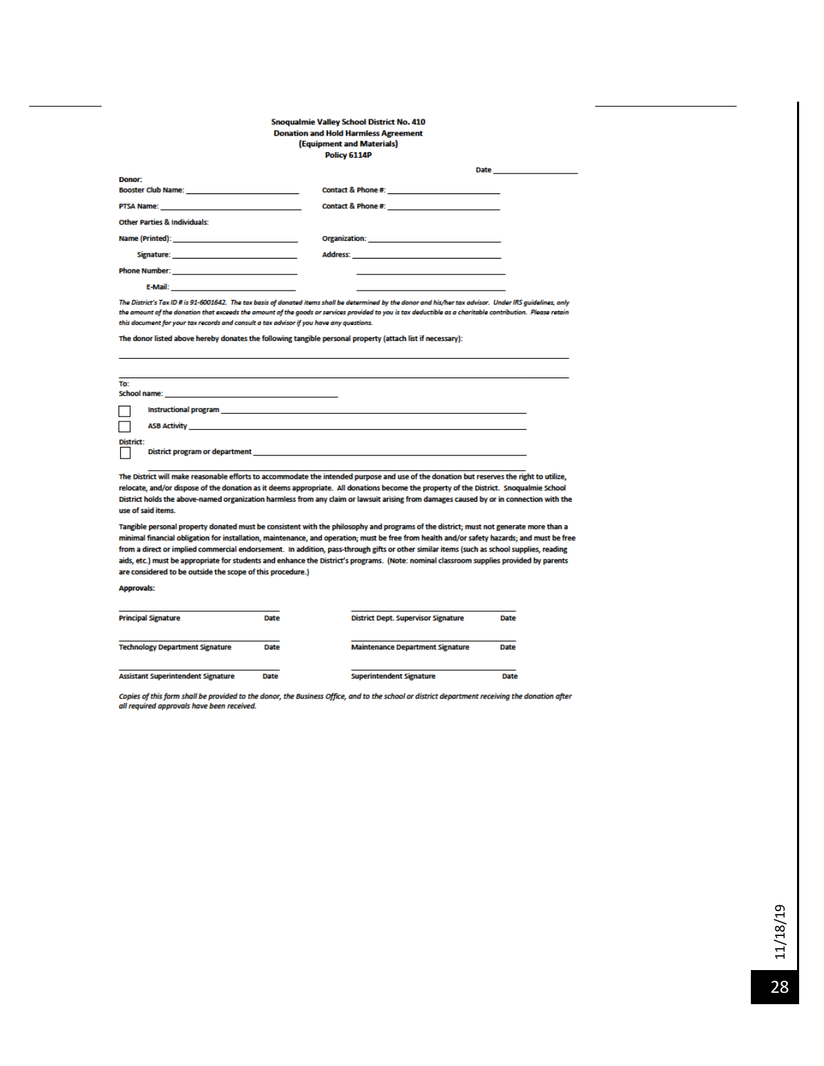**Snoqualmie Valley School District No. 410**
**Donation and Hold Harmless Agreement**
**(Equipment and Materials)**
**Policy 6114P**

Date ___________________

**Donor:**

Booster Club Name: ___________________________ Contact & Phone #: ___________________________

PTSA Name: ___________________________ Contact & Phone #: ___________________________

Other Parties & Individuals:

Name (Printed): ___________________________ Organization: ___________________________

Signature: ___________________________ Address: ___________________________

Phone Number: ___________________________ ___________________________

E-Mail: ___________________________ ___________________________

*The District's Tax ID # is 91-6001642. The tax basis of donated items shall be determined by the donor and his/her tax advisor. Under IRS guidelines, only the amount of the donation that exceeds the amount of the goods or services provided to you is tax deductible as a charitable contribution. Please retain this document for your tax records and consult a tax advisor if you have any questions.*

The donor listed above hereby donates the following tangible personal property (attach list if necessary):

_____________________________________________________________________________

_____________________________________________________________________________

**To:**

School name: ___________________________

☐ Instructional program ___________________________________________

☐ ASB Activity ___________________________________________

**District:**

☐ District program or department ___________________________________________

___________________________________________

The District will make reasonable efforts to accommodate the intended purpose and use of the donation but reserves the right to utilize, relocate, and/or dispose of the donation as it deems appropriate. All donations become the property of the District. Snoqualmie School District holds the above-named organization harmless from any claim or lawsuit arising from damages caused by or in connection with the use of said items.

Tangible personal property donated must be consistent with the philosophy and programs of the district; must not generate more than a minimal financial obligation for installation, maintenance, and operation; must be free from health and/or safety hazards; and must be free from a direct or implied commercial endorsement. In addition, pass-through gifts or other similar items (such as school supplies, reading aids, etc.) must be appropriate for students and enhance the District's programs. (Note: nominal classroom supplies provided by parents are considered to be outside the scope of this procedure.)

**Approvals:**

| | | | |
|---|---|---|---|
| Principal Signature | Date | District Dept. Supervisor Signature | Date |
| Technology Department Signature | Date | Maintenance Department Signature | Date |
| Assistant Superintendent Signature | Date | Superintendent Signature | Date |

*Copies of this form shall be provided to the donor, the Business Office, and to the school or district department receiving the donation after all required approvals have been received.*

11/18/19